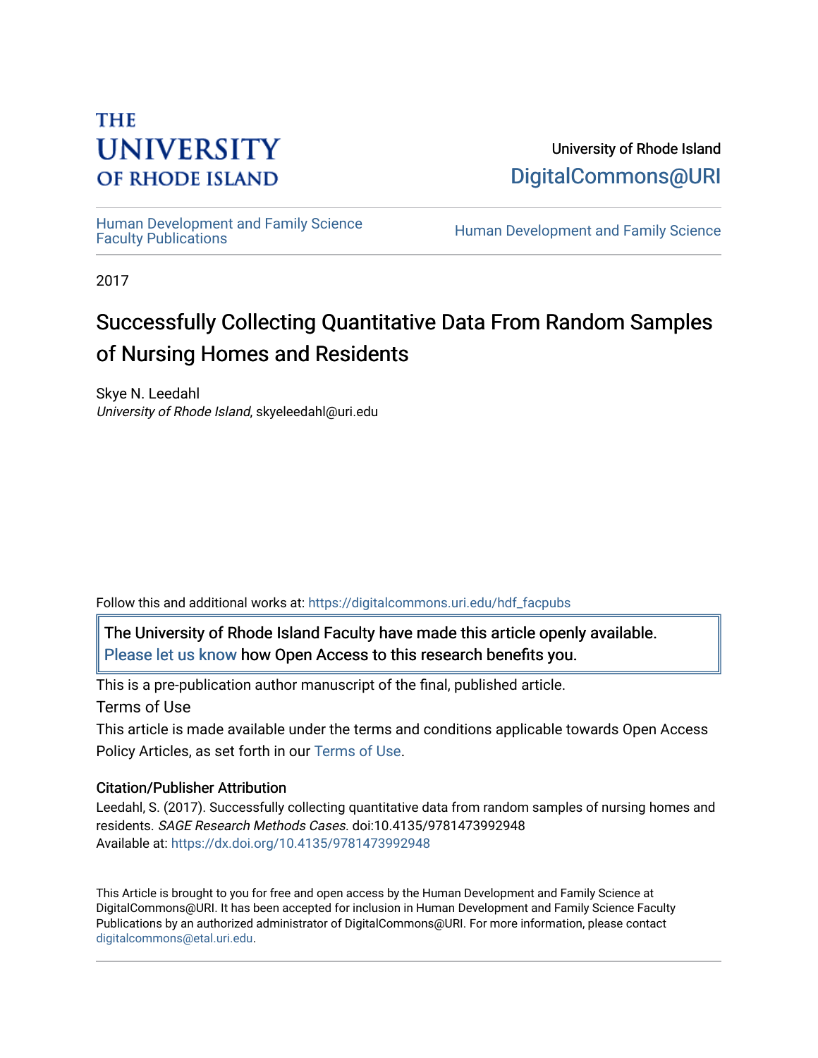THE UNIVERSITY OF RHODE ISLAND

University of Rhode Island
DigitalCommons@URI

Human Development and Family Science Faculty Publications

Human Development and Family Science

2017

# Successfully Collecting Quantitative Data From Random Samples of Nursing Homes and Residents

Skye N. Leedahl
*University of Rhode Island*, skyeleedahl@uri.edu

Follow this and additional works at: https://digitalcommons.uri.edu/hdf_facpubs

The University of Rhode Island Faculty have made this article openly available. Please let us know how Open Access to this research benefits you.

This is a pre-publication author manuscript of the final, published article.

Terms of Use

This article is made available under the terms and conditions applicable towards Open Access Policy Articles, as set forth in our Terms of Use.

## Citation/Publisher Attribution

Leedahl, S. (2017). Successfully collecting quantitative data from random samples of nursing homes and residents. *SAGE Research Methods Cases.* doi:10.4135/9781473992948
Available at: https://dx.doi.org/10.4135/9781473992948

This Article is brought to you for free and open access by the Human Development and Family Science at DigitalCommons@URI. It has been accepted for inclusion in Human Development and Family Science Faculty Publications by an authorized administrator of DigitalCommons@URI. For more information, please contact digitalcommons@etal.uri.edu.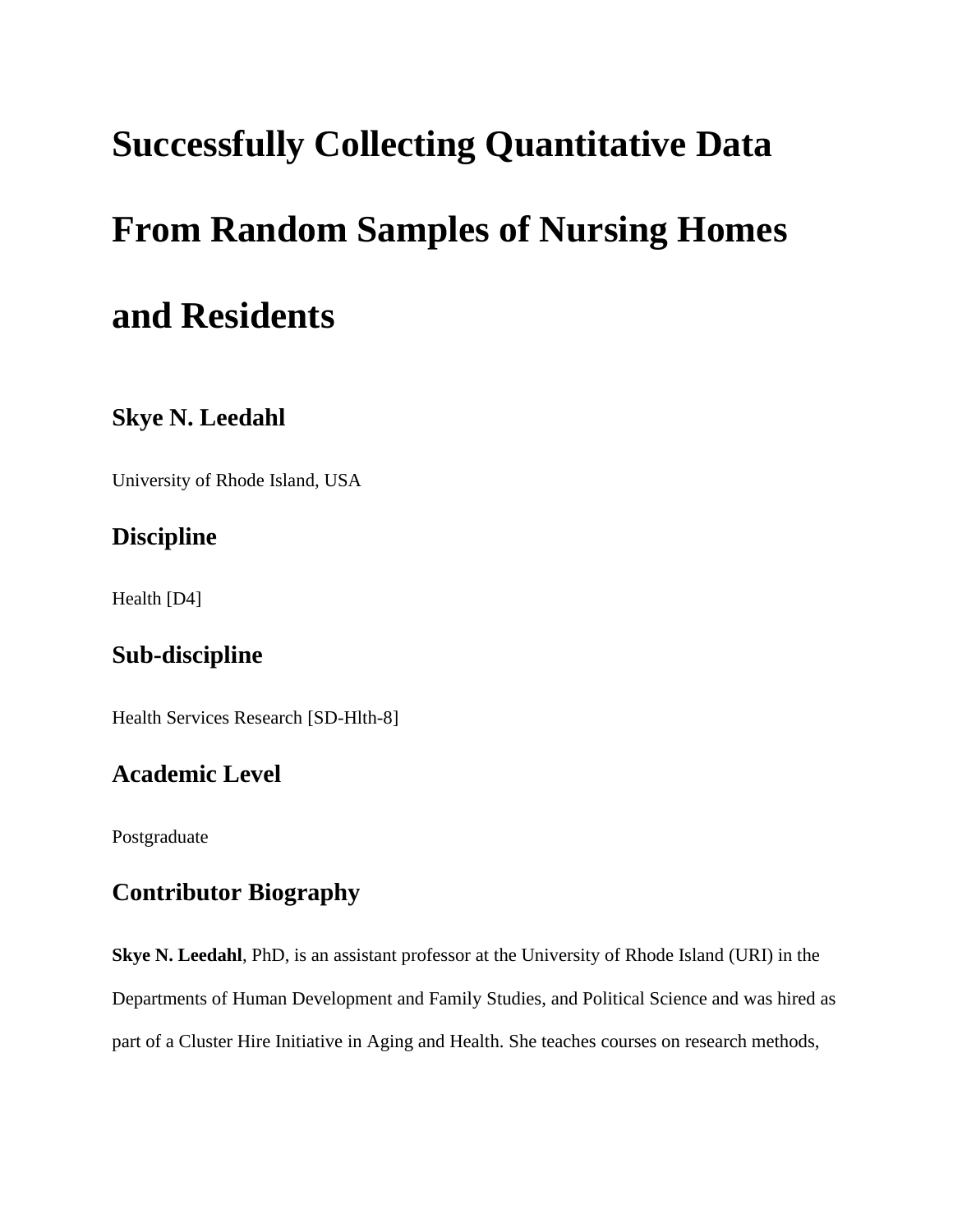# Successfully Collecting Quantitative Data From Random Samples of Nursing Homes and Residents

## Skye N. Leedahl

University of Rhode Island, USA

## Discipline

Health [D4]

## Sub-discipline

Health Services Research [SD-Hlth-8]

## Academic Level

Postgraduate

## Contributor Biography

**Skye N. Leedahl**, PhD, is an assistant professor at the University of Rhode Island (URI) in the Departments of Human Development and Family Studies, and Political Science and was hired as part of a Cluster Hire Initiative in Aging and Health. She teaches courses on research methods,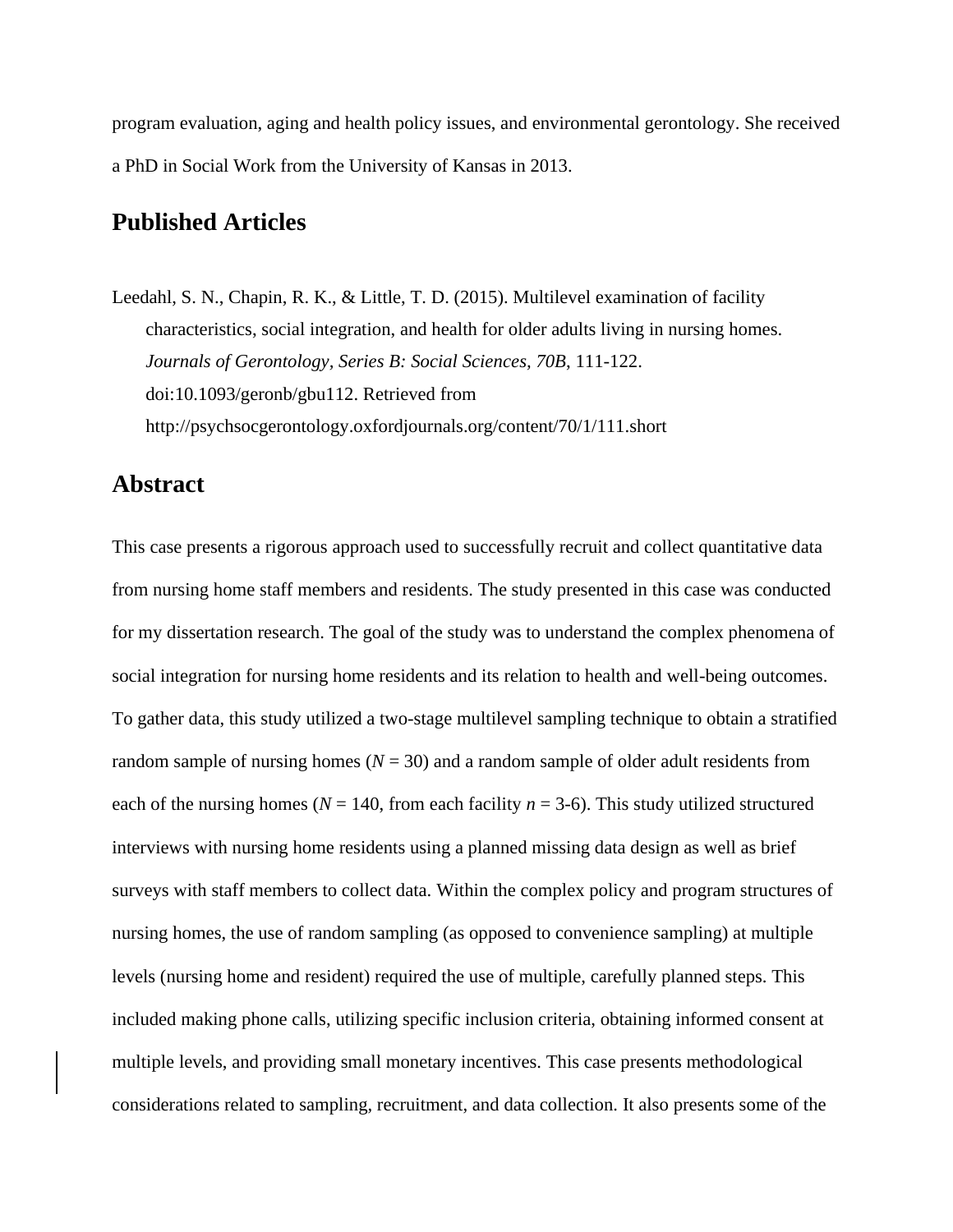program evaluation, aging and health policy issues, and environmental gerontology. She received a PhD in Social Work from the University of Kansas in 2013.

## Published Articles

Leedahl, S. N., Chapin, R. K., & Little, T. D. (2015). Multilevel examination of facility characteristics, social integration, and health for older adults living in nursing homes. *Journals of Gerontology, Series B: Social Sciences, 70B*, 111-122. doi:10.1093/geronb/gbu112. Retrieved from http://psychsocgerontology.oxfordjournals.org/content/70/1/111.short

## Abstract

This case presents a rigorous approach used to successfully recruit and collect quantitative data from nursing home staff members and residents. The study presented in this case was conducted for my dissertation research. The goal of the study was to understand the complex phenomena of social integration for nursing home residents and its relation to health and well-being outcomes. To gather data, this study utilized a two-stage multilevel sampling technique to obtain a stratified random sample of nursing homes ($N$ = 30) and a random sample of older adult residents from each of the nursing homes ($N$ = 140, from each facility $n$ = 3-6). This study utilized structured interviews with nursing home residents using a planned missing data design as well as brief surveys with staff members to collect data. Within the complex policy and program structures of nursing homes, the use of random sampling (as opposed to convenience sampling) at multiple levels (nursing home and resident) required the use of multiple, carefully planned steps. This included making phone calls, utilizing specific inclusion criteria, obtaining informed consent at multiple levels, and providing small monetary incentives. This case presents methodological considerations related to sampling, recruitment, and data collection. It also presents some of the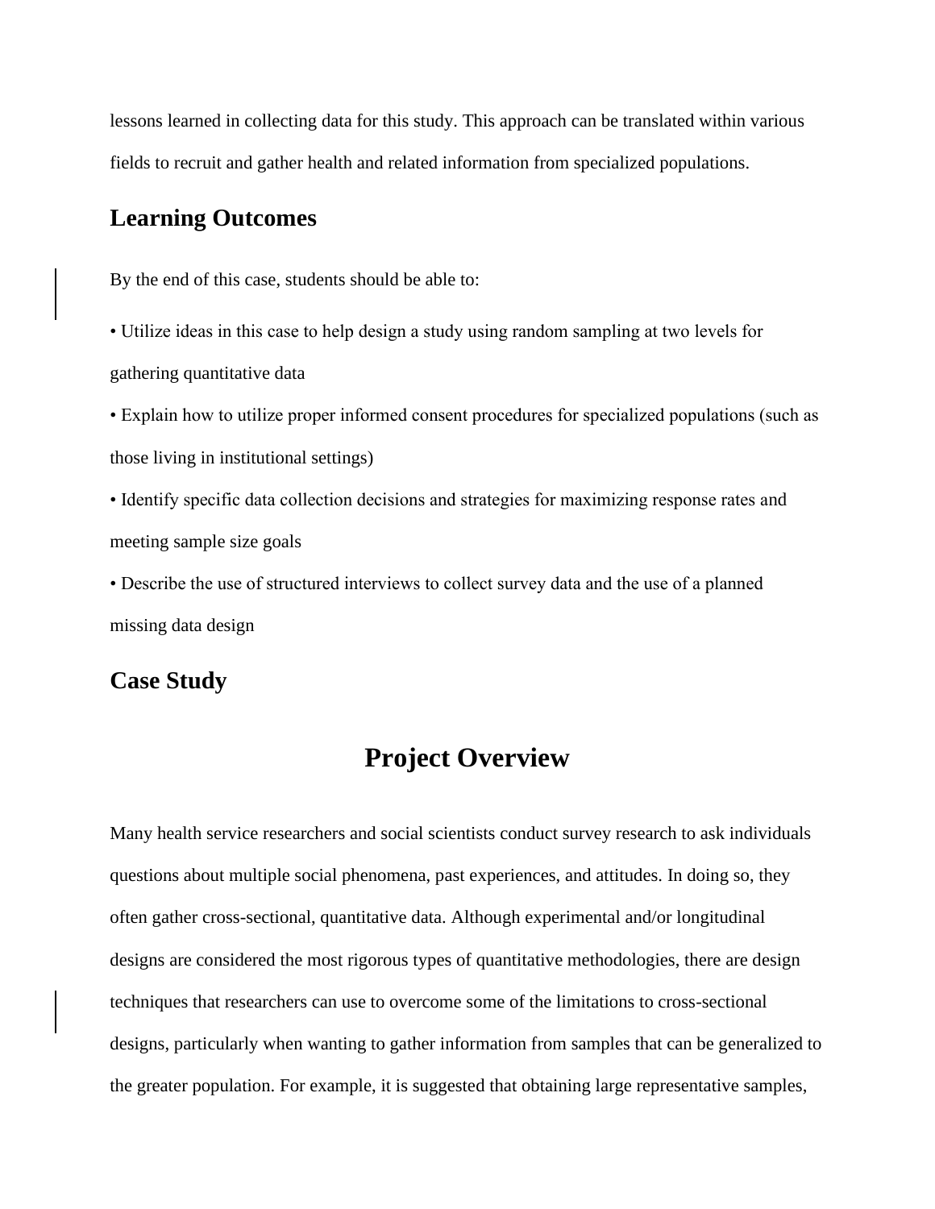lessons learned in collecting data for this study. This approach can be translated within various fields to recruit and gather health and related information from specialized populations.

## Learning Outcomes

By the end of this case, students should be able to:

- Utilize ideas in this case to help design a study using random sampling at two levels for gathering quantitative data
- Explain how to utilize proper informed consent procedures for specialized populations (such as those living in institutional settings)
- Identify specific data collection decisions and strategies for maximizing response rates and meeting sample size goals
- Describe the use of structured interviews to collect survey data and the use of a planned missing data design

## Case Study

# Project Overview

Many health service researchers and social scientists conduct survey research to ask individuals questions about multiple social phenomena, past experiences, and attitudes. In doing so, they often gather cross-sectional, quantitative data. Although experimental and/or longitudinal designs are considered the most rigorous types of quantitative methodologies, there are design techniques that researchers can use to overcome some of the limitations to cross-sectional designs, particularly when wanting to gather information from samples that can be generalized to the greater population. For example, it is suggested that obtaining large representative samples,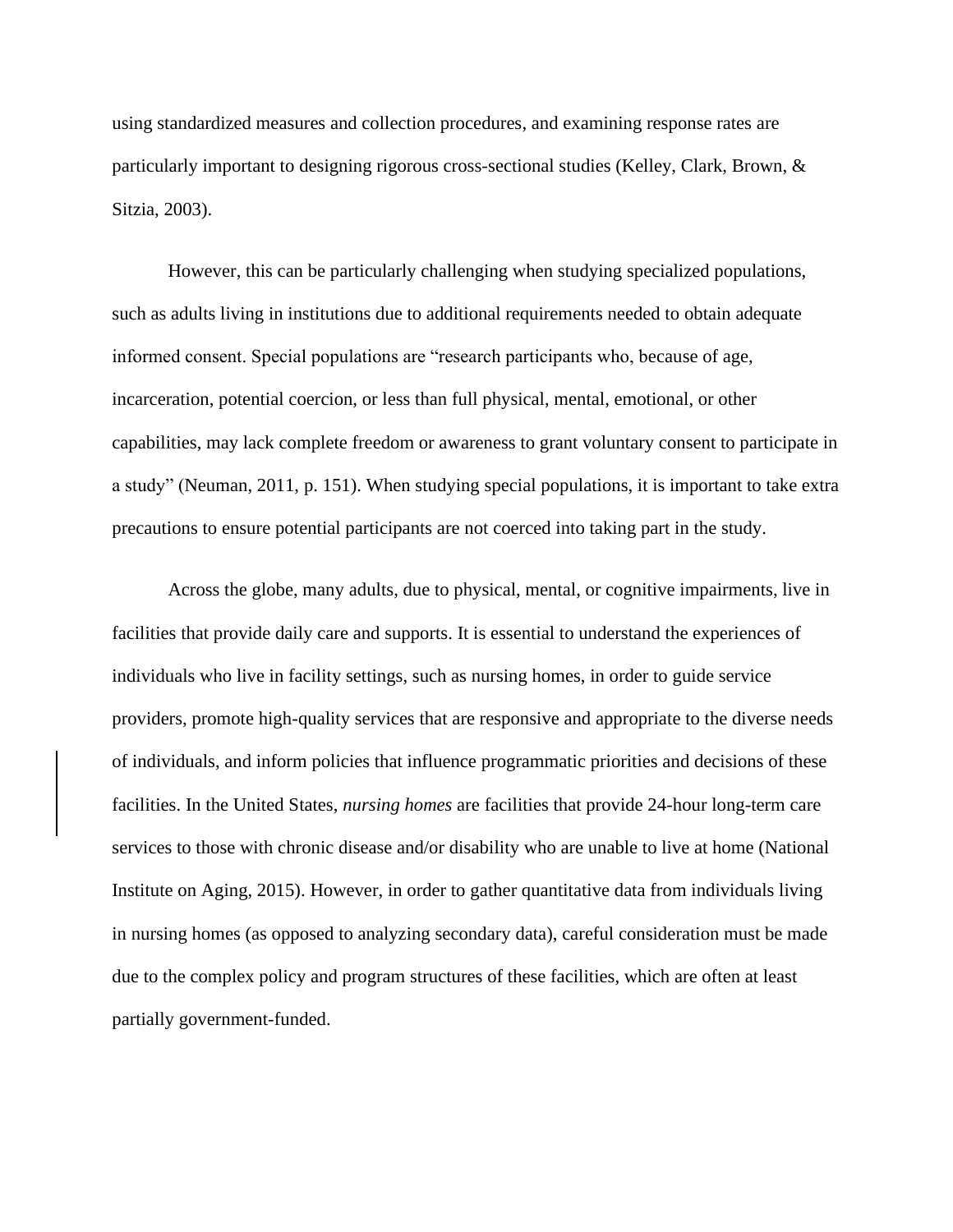using standardized measures and collection procedures, and examining response rates are particularly important to designing rigorous cross-sectional studies (Kelley, Clark, Brown, & Sitzia, 2003).

However, this can be particularly challenging when studying specialized populations, such as adults living in institutions due to additional requirements needed to obtain adequate informed consent. Special populations are "research participants who, because of age, incarceration, potential coercion, or less than full physical, mental, emotional, or other capabilities, may lack complete freedom or awareness to grant voluntary consent to participate in a study" (Neuman, 2011, p. 151). When studying special populations, it is important to take extra precautions to ensure potential participants are not coerced into taking part in the study.

Across the globe, many adults, due to physical, mental, or cognitive impairments, live in facilities that provide daily care and supports. It is essential to understand the experiences of individuals who live in facility settings, such as nursing homes, in order to guide service providers, promote high-quality services that are responsive and appropriate to the diverse needs of individuals, and inform policies that influence programmatic priorities and decisions of these facilities. In the United States, *nursing homes* are facilities that provide 24-hour long-term care services to those with chronic disease and/or disability who are unable to live at home (National Institute on Aging, 2015). However, in order to gather quantitative data from individuals living in nursing homes (as opposed to analyzing secondary data), careful consideration must be made due to the complex policy and program structures of these facilities, which are often at least partially government-funded.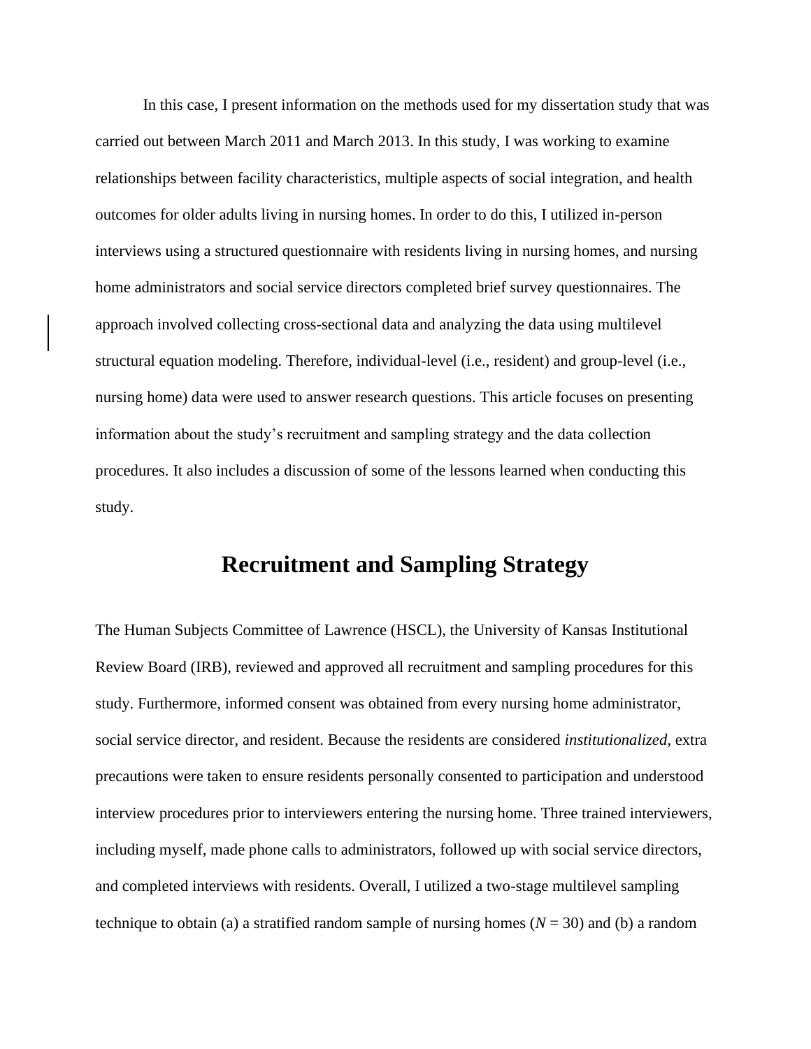In this case, I present information on the methods used for my dissertation study that was carried out between March 2011 and March 2013. In this study, I was working to examine relationships between facility characteristics, multiple aspects of social integration, and health outcomes for older adults living in nursing homes. In order to do this, I utilized in-person interviews using a structured questionnaire with residents living in nursing homes, and nursing home administrators and social service directors completed brief survey questionnaires. The approach involved collecting cross-sectional data and analyzing the data using multilevel structural equation modeling. Therefore, individual-level (i.e., resident) and group-level (i.e., nursing home) data were used to answer research questions. This article focuses on presenting information about the study's recruitment and sampling strategy and the data collection procedures. It also includes a discussion of some of the lessons learned when conducting this study.

## Recruitment and Sampling Strategy

The Human Subjects Committee of Lawrence (HSCL), the University of Kansas Institutional Review Board (IRB), reviewed and approved all recruitment and sampling procedures for this study. Furthermore, informed consent was obtained from every nursing home administrator, social service director, and resident. Because the residents are considered *institutionalized*, extra precautions were taken to ensure residents personally consented to participation and understood interview procedures prior to interviewers entering the nursing home. Three trained interviewers, including myself, made phone calls to administrators, followed up with social service directors, and completed interviews with residents. Overall, I utilized a two-stage multilevel sampling technique to obtain (a) a stratified random sample of nursing homes ($N$ = 30) and (b) a random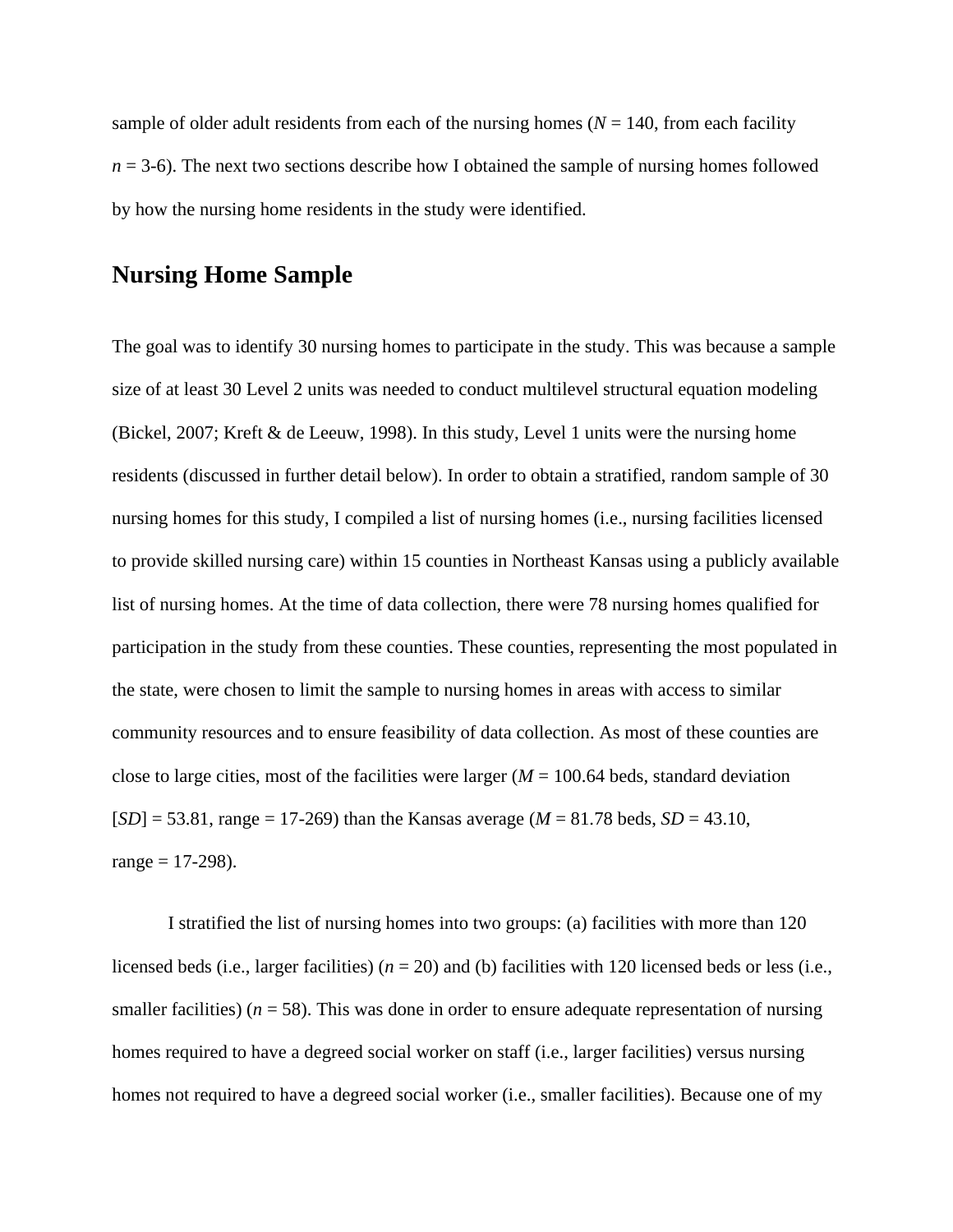sample of older adult residents from each of the nursing homes ($N = 140$, from each facility $n = 3\text{-}6$). The next two sections describe how I obtained the sample of nursing homes followed by how the nursing home residents in the study were identified.

## Nursing Home Sample

The goal was to identify 30 nursing homes to participate in the study. This was because a sample size of at least 30 Level 2 units was needed to conduct multilevel structural equation modeling (Bickel, 2007; Kreft & de Leeuw, 1998). In this study, Level 1 units were the nursing home residents (discussed in further detail below). In order to obtain a stratified, random sample of 30 nursing homes for this study, I compiled a list of nursing homes (i.e., nursing facilities licensed to provide skilled nursing care) within 15 counties in Northeast Kansas using a publicly available list of nursing homes. At the time of data collection, there were 78 nursing homes qualified for participation in the study from these counties. These counties, representing the most populated in the state, were chosen to limit the sample to nursing homes in areas with access to similar community resources and to ensure feasibility of data collection. As most of these counties are close to large cities, most of the facilities were larger ($M = 100.64$ beds, standard deviation [$SD$] = 53.81, range = 17-269) than the Kansas average ($M = 81.78$ beds, $SD = 43.10$, range = 17-298).

I stratified the list of nursing homes into two groups: (a) facilities with more than 120 licensed beds (i.e., larger facilities) ($n = 20$) and (b) facilities with 120 licensed beds or less (i.e., smaller facilities) ($n = 58$). This was done in order to ensure adequate representation of nursing homes required to have a degreed social worker on staff (i.e., larger facilities) versus nursing homes not required to have a degreed social worker (i.e., smaller facilities). Because one of my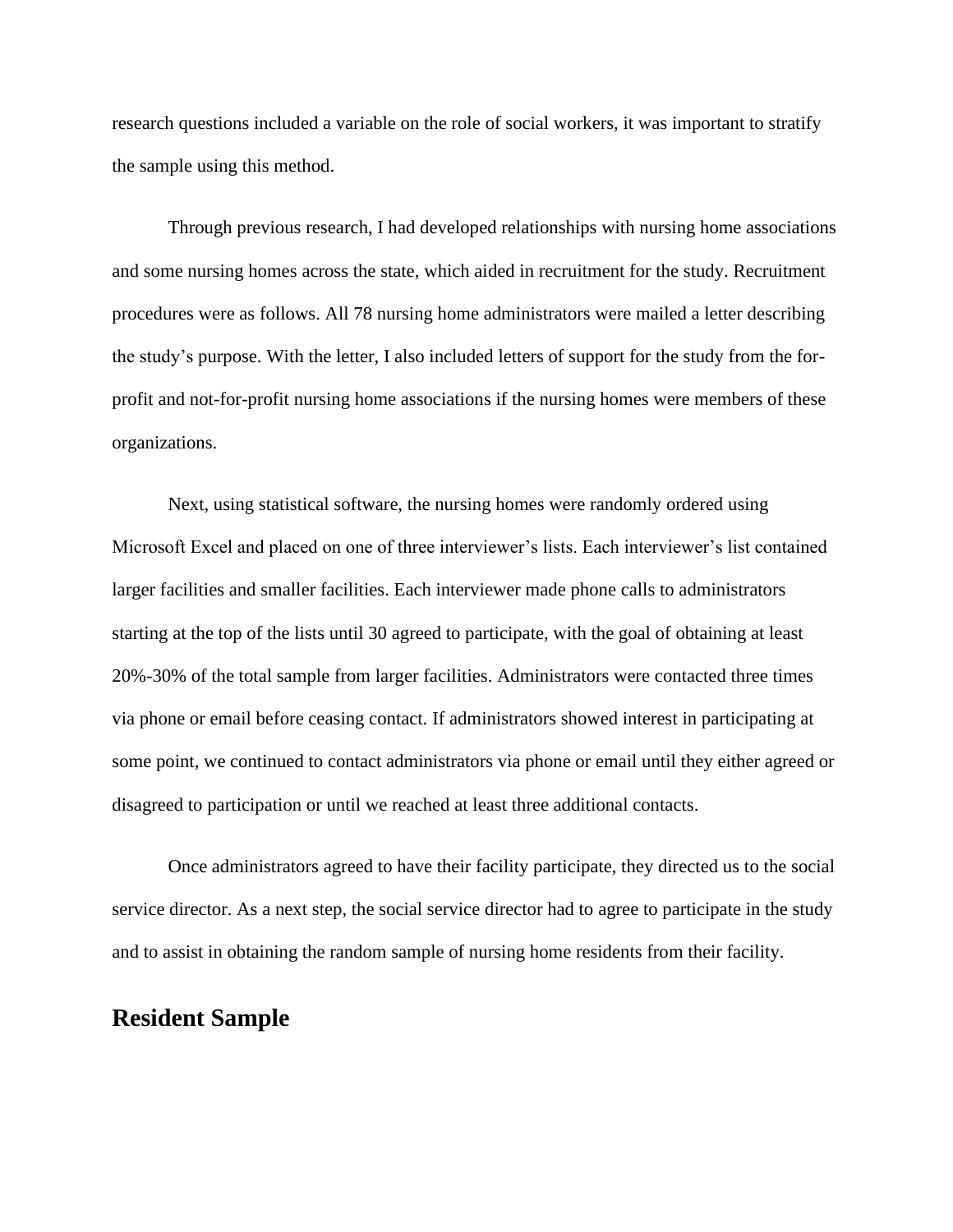research questions included a variable on the role of social workers, it was important to stratify the sample using this method.

Through previous research, I had developed relationships with nursing home associations and some nursing homes across the state, which aided in recruitment for the study. Recruitment procedures were as follows. All 78 nursing home administrators were mailed a letter describing the study's purpose. With the letter, I also included letters of support for the study from the for-profit and not-for-profit nursing home associations if the nursing homes were members of these organizations.

Next, using statistical software, the nursing homes were randomly ordered using Microsoft Excel and placed on one of three interviewer's lists. Each interviewer's list contained larger facilities and smaller facilities. Each interviewer made phone calls to administrators starting at the top of the lists until 30 agreed to participate, with the goal of obtaining at least 20%-30% of the total sample from larger facilities. Administrators were contacted three times via phone or email before ceasing contact. If administrators showed interest in participating at some point, we continued to contact administrators via phone or email until they either agreed or disagreed to participation or until we reached at least three additional contacts.

Once administrators agreed to have their facility participate, they directed us to the social service director. As a next step, the social service director had to agree to participate in the study and to assist in obtaining the random sample of nursing home residents from their facility.

## Resident Sample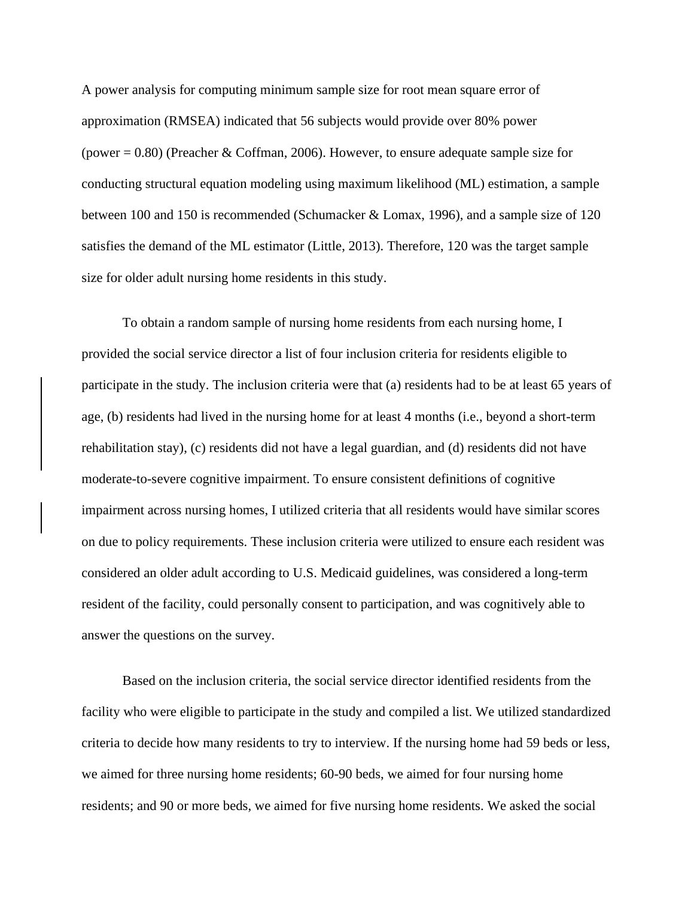A power analysis for computing minimum sample size for root mean square error of approximation (RMSEA) indicated that 56 subjects would provide over 80% power (power = 0.80) (Preacher & Coffman, 2006). However, to ensure adequate sample size for conducting structural equation modeling using maximum likelihood (ML) estimation, a sample between 100 and 150 is recommended (Schumacker & Lomax, 1996), and a sample size of 120 satisfies the demand of the ML estimator (Little, 2013). Therefore, 120 was the target sample size for older adult nursing home residents in this study.

To obtain a random sample of nursing home residents from each nursing home, I provided the social service director a list of four inclusion criteria for residents eligible to participate in the study. The inclusion criteria were that (a) residents had to be at least 65 years of age, (b) residents had lived in the nursing home for at least 4 months (i.e., beyond a short-term rehabilitation stay), (c) residents did not have a legal guardian, and (d) residents did not have moderate-to-severe cognitive impairment. To ensure consistent definitions of cognitive impairment across nursing homes, I utilized criteria that all residents would have similar scores on due to policy requirements. These inclusion criteria were utilized to ensure each resident was considered an older adult according to U.S. Medicaid guidelines, was considered a long-term resident of the facility, could personally consent to participation, and was cognitively able to answer the questions on the survey.

Based on the inclusion criteria, the social service director identified residents from the facility who were eligible to participate in the study and compiled a list. We utilized standardized criteria to decide how many residents to try to interview. If the nursing home had 59 beds or less, we aimed for three nursing home residents; 60-90 beds, we aimed for four nursing home residents; and 90 or more beds, we aimed for five nursing home residents. We asked the social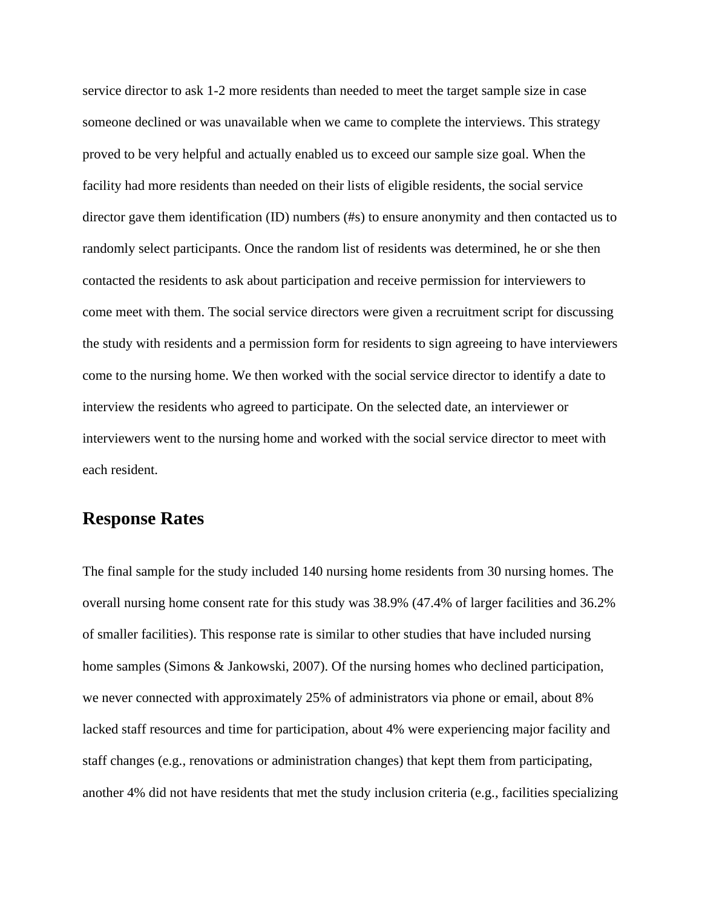service director to ask 1-2 more residents than needed to meet the target sample size in case someone declined or was unavailable when we came to complete the interviews. This strategy proved to be very helpful and actually enabled us to exceed our sample size goal. When the facility had more residents than needed on their lists of eligible residents, the social service director gave them identification (ID) numbers (#s) to ensure anonymity and then contacted us to randomly select participants. Once the random list of residents was determined, he or she then contacted the residents to ask about participation and receive permission for interviewers to come meet with them. The social service directors were given a recruitment script for discussing the study with residents and a permission form for residents to sign agreeing to have interviewers come to the nursing home. We then worked with the social service director to identify a date to interview the residents who agreed to participate. On the selected date, an interviewer or interviewers went to the nursing home and worked with the social service director to meet with each resident.

## Response Rates

The final sample for the study included 140 nursing home residents from 30 nursing homes. The overall nursing home consent rate for this study was 38.9% (47.4% of larger facilities and 36.2% of smaller facilities). This response rate is similar to other studies that have included nursing home samples (Simons & Jankowski, 2007). Of the nursing homes who declined participation, we never connected with approximately 25% of administrators via phone or email, about 8% lacked staff resources and time for participation, about 4% were experiencing major facility and staff changes (e.g., renovations or administration changes) that kept them from participating, another 4% did not have residents that met the study inclusion criteria (e.g., facilities specializing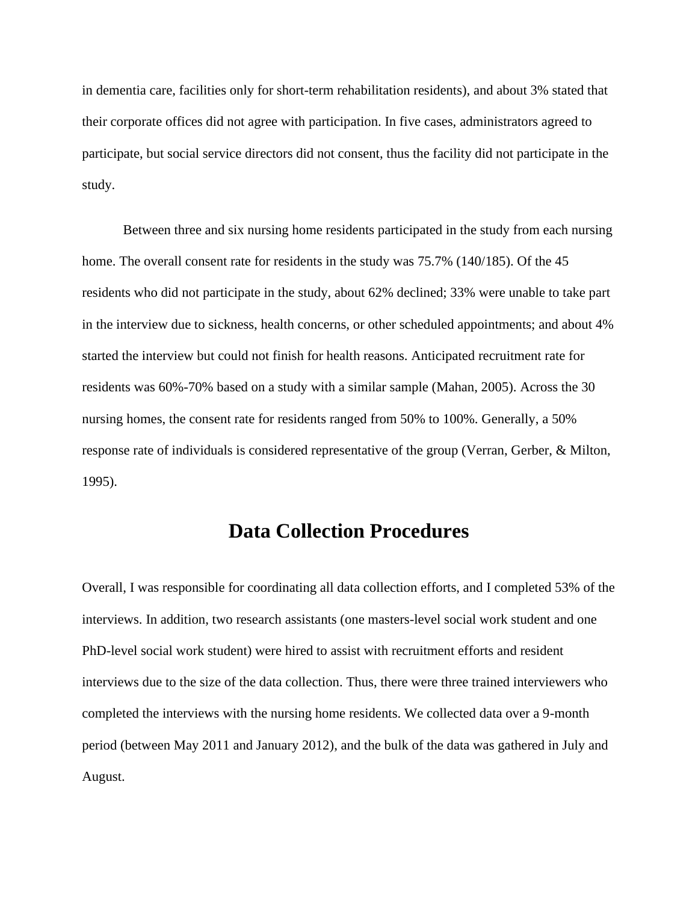in dementia care, facilities only for short-term rehabilitation residents), and about 3% stated that their corporate offices did not agree with participation. In five cases, administrators agreed to participate, but social service directors did not consent, thus the facility did not participate in the study.

Between three and six nursing home residents participated in the study from each nursing home. The overall consent rate for residents in the study was 75.7% (140/185). Of the 45 residents who did not participate in the study, about 62% declined; 33% were unable to take part in the interview due to sickness, health concerns, or other scheduled appointments; and about 4% started the interview but could not finish for health reasons. Anticipated recruitment rate for residents was 60%-70% based on a study with a similar sample (Mahan, 2005). Across the 30 nursing homes, the consent rate for residents ranged from 50% to 100%. Generally, a 50% response rate of individuals is considered representative of the group (Verran, Gerber, & Milton, 1995).

# Data Collection Procedures

Overall, I was responsible for coordinating all data collection efforts, and I completed 53% of the interviews. In addition, two research assistants (one masters-level social work student and one PhD-level social work student) were hired to assist with recruitment efforts and resident interviews due to the size of the data collection. Thus, there were three trained interviewers who completed the interviews with the nursing home residents. We collected data over a 9-month period (between May 2011 and January 2012), and the bulk of the data was gathered in July and August.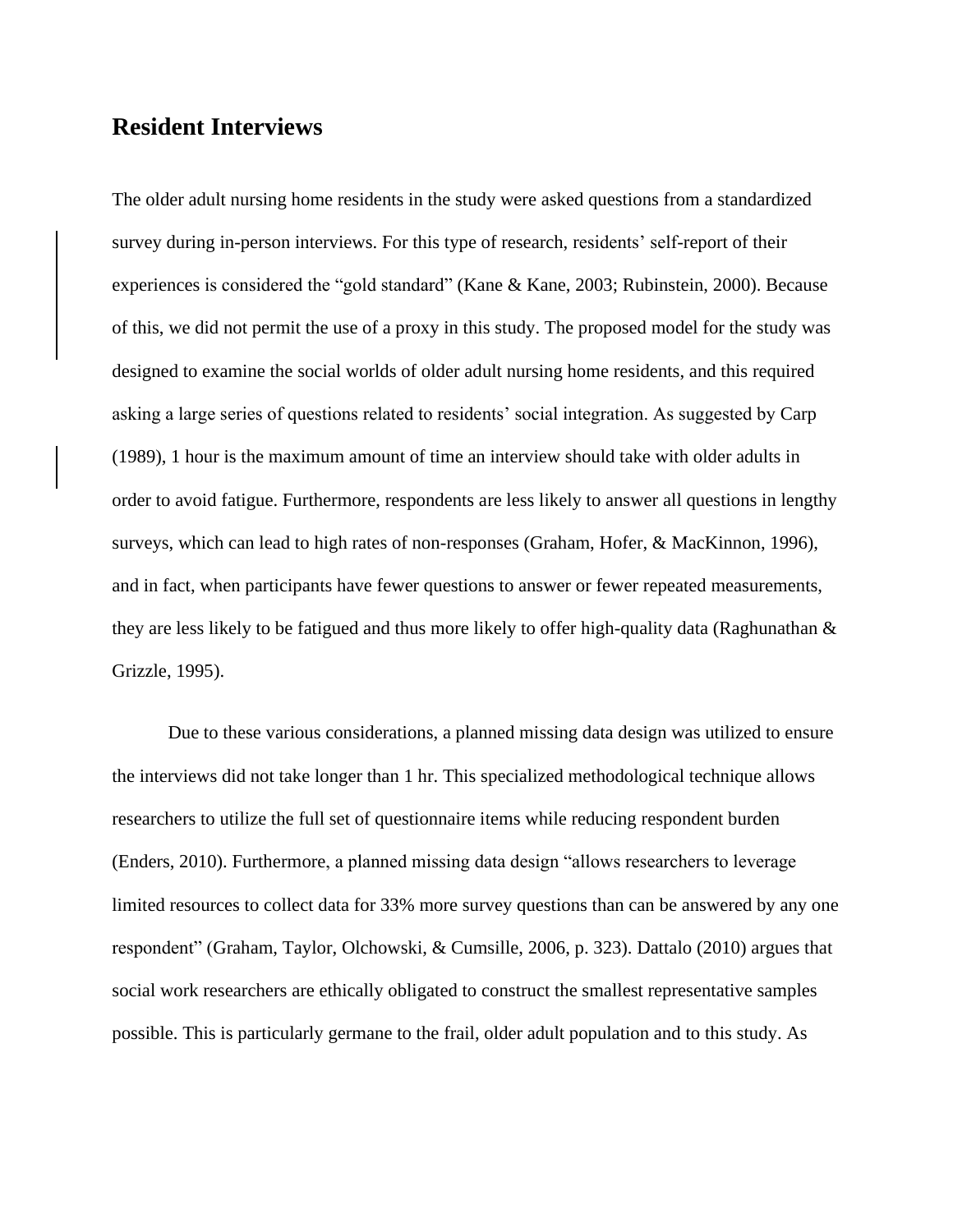## Resident Interviews

The older adult nursing home residents in the study were asked questions from a standardized survey during in-person interviews. For this type of research, residents' self-report of their experiences is considered the "gold standard" (Kane & Kane, 2003; Rubinstein, 2000). Because of this, we did not permit the use of a proxy in this study. The proposed model for the study was designed to examine the social worlds of older adult nursing home residents, and this required asking a large series of questions related to residents' social integration. As suggested by Carp (1989), 1 hour is the maximum amount of time an interview should take with older adults in order to avoid fatigue. Furthermore, respondents are less likely to answer all questions in lengthy surveys, which can lead to high rates of non-responses (Graham, Hofer, & MacKinnon, 1996), and in fact, when participants have fewer questions to answer or fewer repeated measurements, they are less likely to be fatigued and thus more likely to offer high-quality data (Raghunathan & Grizzle, 1995).

Due to these various considerations, a planned missing data design was utilized to ensure the interviews did not take longer than 1 hr. This specialized methodological technique allows researchers to utilize the full set of questionnaire items while reducing respondent burden (Enders, 2010). Furthermore, a planned missing data design "allows researchers to leverage limited resources to collect data for 33% more survey questions than can be answered by any one respondent" (Graham, Taylor, Olchowski, & Cumsille, 2006, p. 323). Dattalo (2010) argues that social work researchers are ethically obligated to construct the smallest representative samples possible. This is particularly germane to the frail, older adult population and to this study. As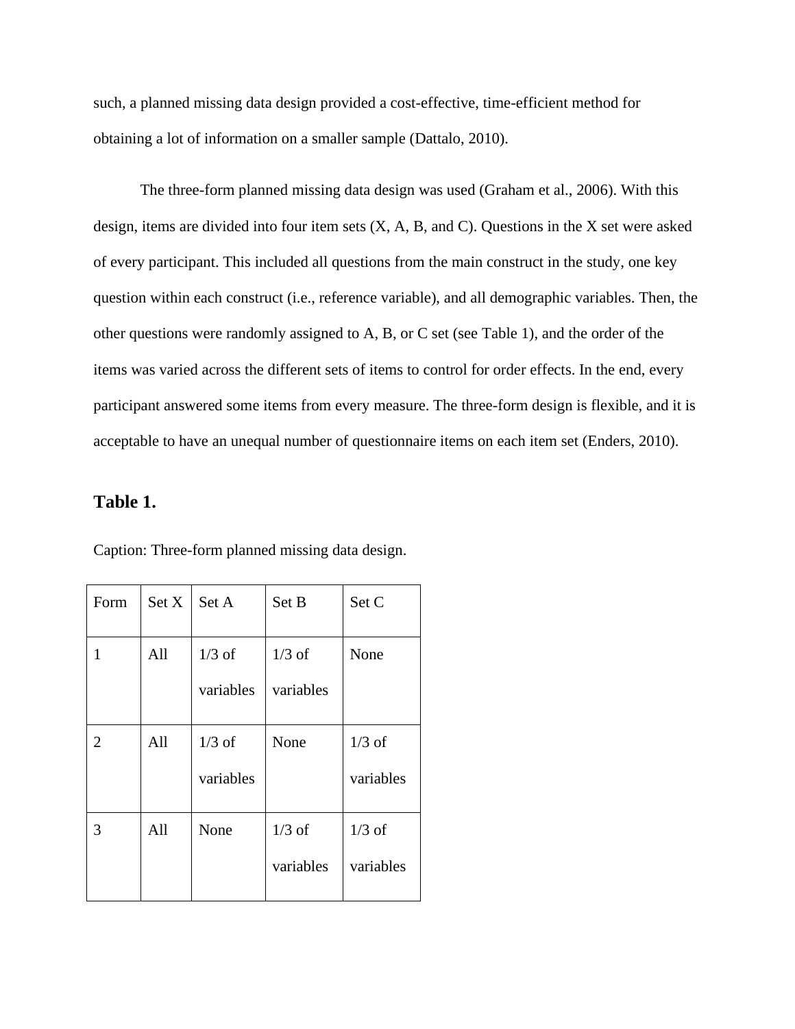such, a planned missing data design provided a cost-effective, time-efficient method for obtaining a lot of information on a smaller sample (Dattalo, 2010).

The three-form planned missing data design was used (Graham et al., 2006). With this design, items are divided into four item sets (X, A, B, and C). Questions in the X set were asked of every participant. This included all questions from the main construct in the study, one key question within each construct (i.e., reference variable), and all demographic variables. Then, the other questions were randomly assigned to A, B, or C set (see Table 1), and the order of the items was varied across the different sets of items to control for order effects. In the end, every participant answered some items from every measure. The three-form design is flexible, and it is acceptable to have an unequal number of questionnaire items on each item set (Enders, 2010).

### Table 1.

Caption: Three-form planned missing data design.

| Form | Set X | Set A | Set B | Set C |
| --- | --- | --- | --- | --- |
| 1 | All | 1/3 of variables | 1/3 of variables | None |
| 2 | All | 1/3 of variables | None | 1/3 of variables |
| 3 | All | None | 1/3 of variables | 1/3 of variables |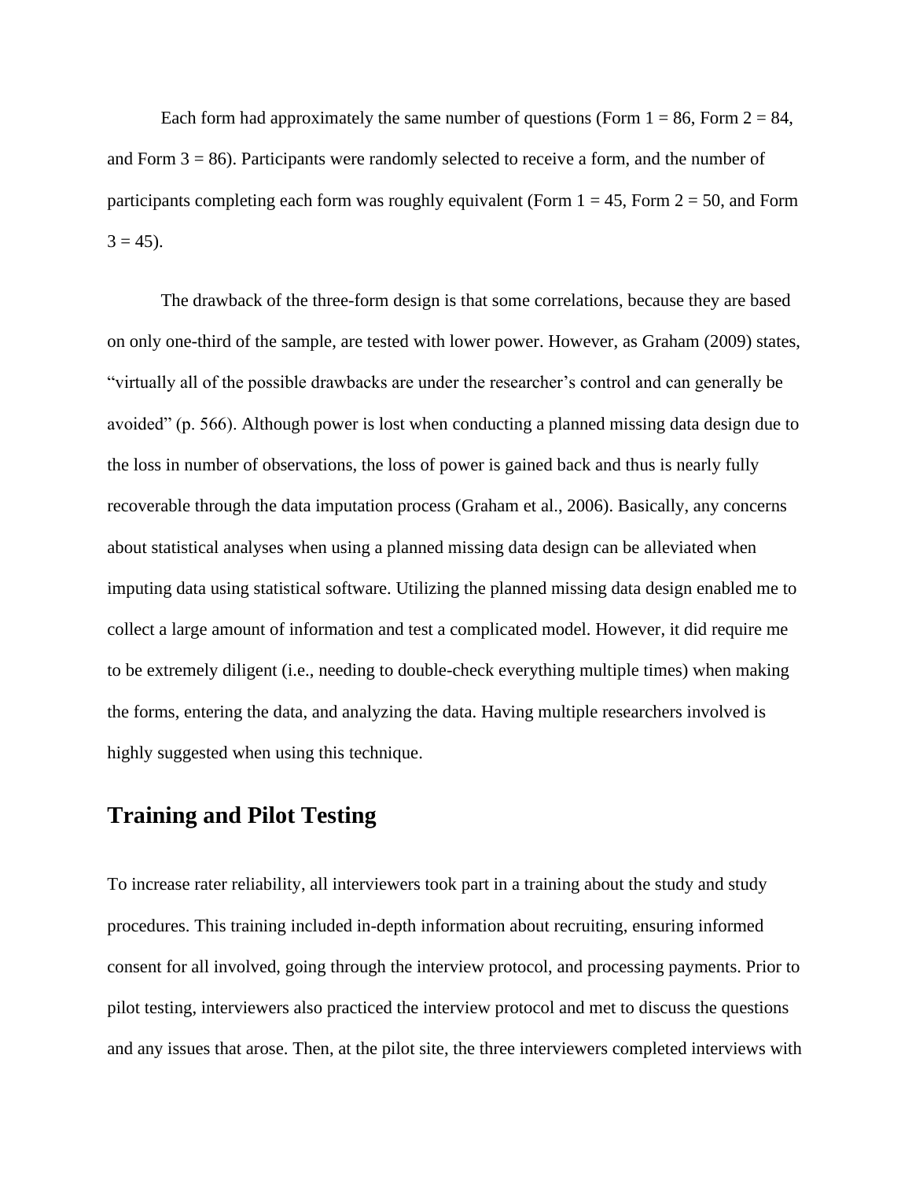Each form had approximately the same number of questions (Form 1 = 86, Form 2 = 84, and Form 3 = 86). Participants were randomly selected to receive a form, and the number of participants completing each form was roughly equivalent (Form 1 = 45, Form 2 = 50, and Form 3 = 45).

The drawback of the three-form design is that some correlations, because they are based on only one-third of the sample, are tested with lower power. However, as Graham (2009) states, “virtually all of the possible drawbacks are under the researcher’s control and can generally be avoided” (p. 566). Although power is lost when conducting a planned missing data design due to the loss in number of observations, the loss of power is gained back and thus is nearly fully recoverable through the data imputation process (Graham et al., 2006). Basically, any concerns about statistical analyses when using a planned missing data design can be alleviated when imputing data using statistical software. Utilizing the planned missing data design enabled me to collect a large amount of information and test a complicated model. However, it did require me to be extremely diligent (i.e., needing to double-check everything multiple times) when making the forms, entering the data, and analyzing the data. Having multiple researchers involved is highly suggested when using this technique.

## Training and Pilot Testing

To increase rater reliability, all interviewers took part in a training about the study and study procedures. This training included in-depth information about recruiting, ensuring informed consent for all involved, going through the interview protocol, and processing payments. Prior to pilot testing, interviewers also practiced the interview protocol and met to discuss the questions and any issues that arose. Then, at the pilot site, the three interviewers completed interviews with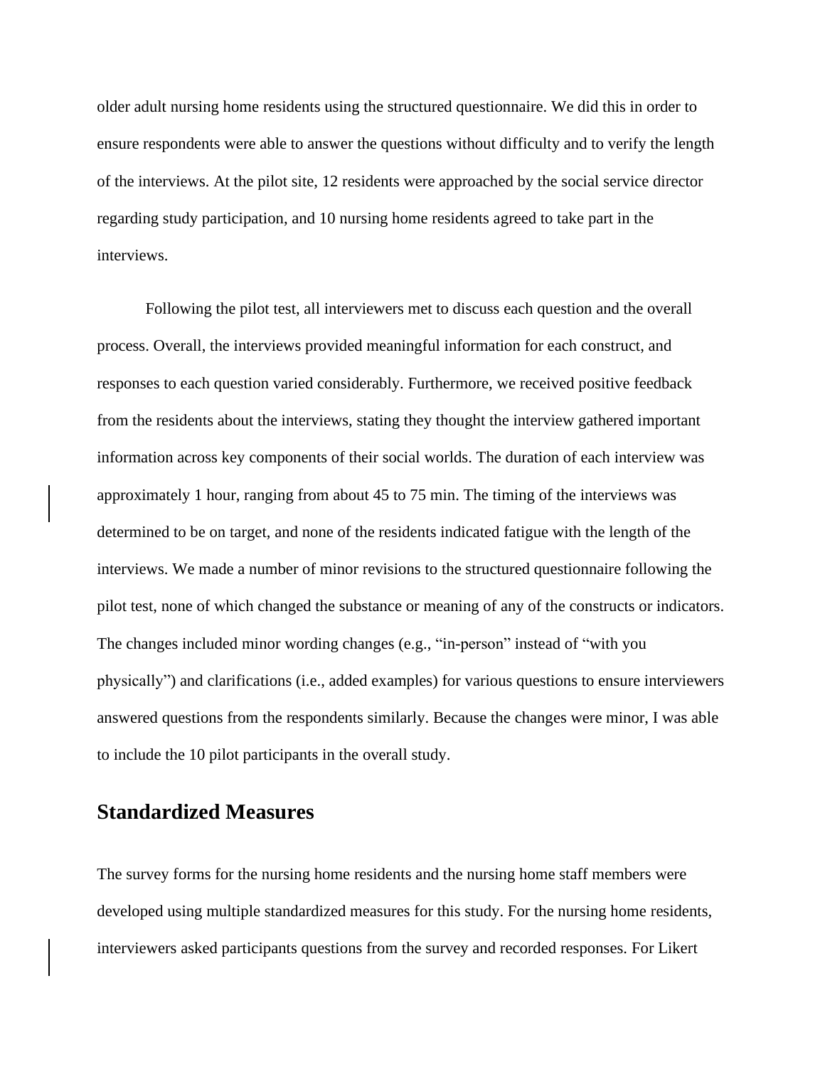older adult nursing home residents using the structured questionnaire. We did this in order to ensure respondents were able to answer the questions without difficulty and to verify the length of the interviews. At the pilot site, 12 residents were approached by the social service director regarding study participation, and 10 nursing home residents agreed to take part in the interviews.

Following the pilot test, all interviewers met to discuss each question and the overall process. Overall, the interviews provided meaningful information for each construct, and responses to each question varied considerably. Furthermore, we received positive feedback from the residents about the interviews, stating they thought the interview gathered important information across key components of their social worlds. The duration of each interview was approximately 1 hour, ranging from about 45 to 75 min. The timing of the interviews was determined to be on target, and none of the residents indicated fatigue with the length of the interviews. We made a number of minor revisions to the structured questionnaire following the pilot test, none of which changed the substance or meaning of any of the constructs or indicators. The changes included minor wording changes (e.g., "in-person" instead of "with you physically") and clarifications (i.e., added examples) for various questions to ensure interviewers answered questions from the respondents similarly. Because the changes were minor, I was able to include the 10 pilot participants in the overall study.

## Standardized Measures

The survey forms for the nursing home residents and the nursing home staff members were developed using multiple standardized measures for this study. For the nursing home residents, interviewers asked participants questions from the survey and recorded responses. For Likert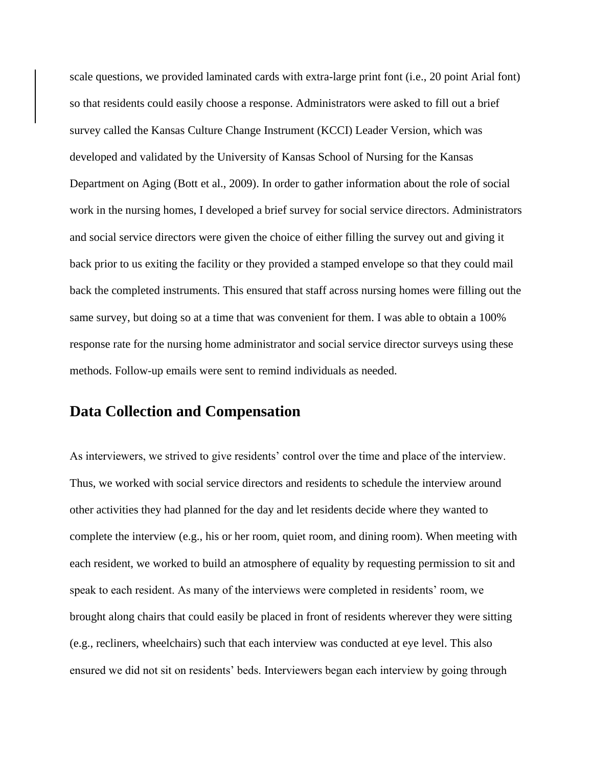scale questions, we provided laminated cards with extra-large print font (i.e., 20 point Arial font) so that residents could easily choose a response. Administrators were asked to fill out a brief survey called the Kansas Culture Change Instrument (KCCI) Leader Version, which was developed and validated by the University of Kansas School of Nursing for the Kansas Department on Aging (Bott et al., 2009). In order to gather information about the role of social work in the nursing homes, I developed a brief survey for social service directors. Administrators and social service directors were given the choice of either filling the survey out and giving it back prior to us exiting the facility or they provided a stamped envelope so that they could mail back the completed instruments. This ensured that staff across nursing homes were filling out the same survey, but doing so at a time that was convenient for them. I was able to obtain a 100% response rate for the nursing home administrator and social service director surveys using these methods. Follow-up emails were sent to remind individuals as needed.

## Data Collection and Compensation

As interviewers, we strived to give residents' control over the time and place of the interview. Thus, we worked with social service directors and residents to schedule the interview around other activities they had planned for the day and let residents decide where they wanted to complete the interview (e.g., his or her room, quiet room, and dining room). When meeting with each resident, we worked to build an atmosphere of equality by requesting permission to sit and speak to each resident. As many of the interviews were completed in residents' room, we brought along chairs that could easily be placed in front of residents wherever they were sitting (e.g., recliners, wheelchairs) such that each interview was conducted at eye level. This also ensured we did not sit on residents' beds. Interviewers began each interview by going through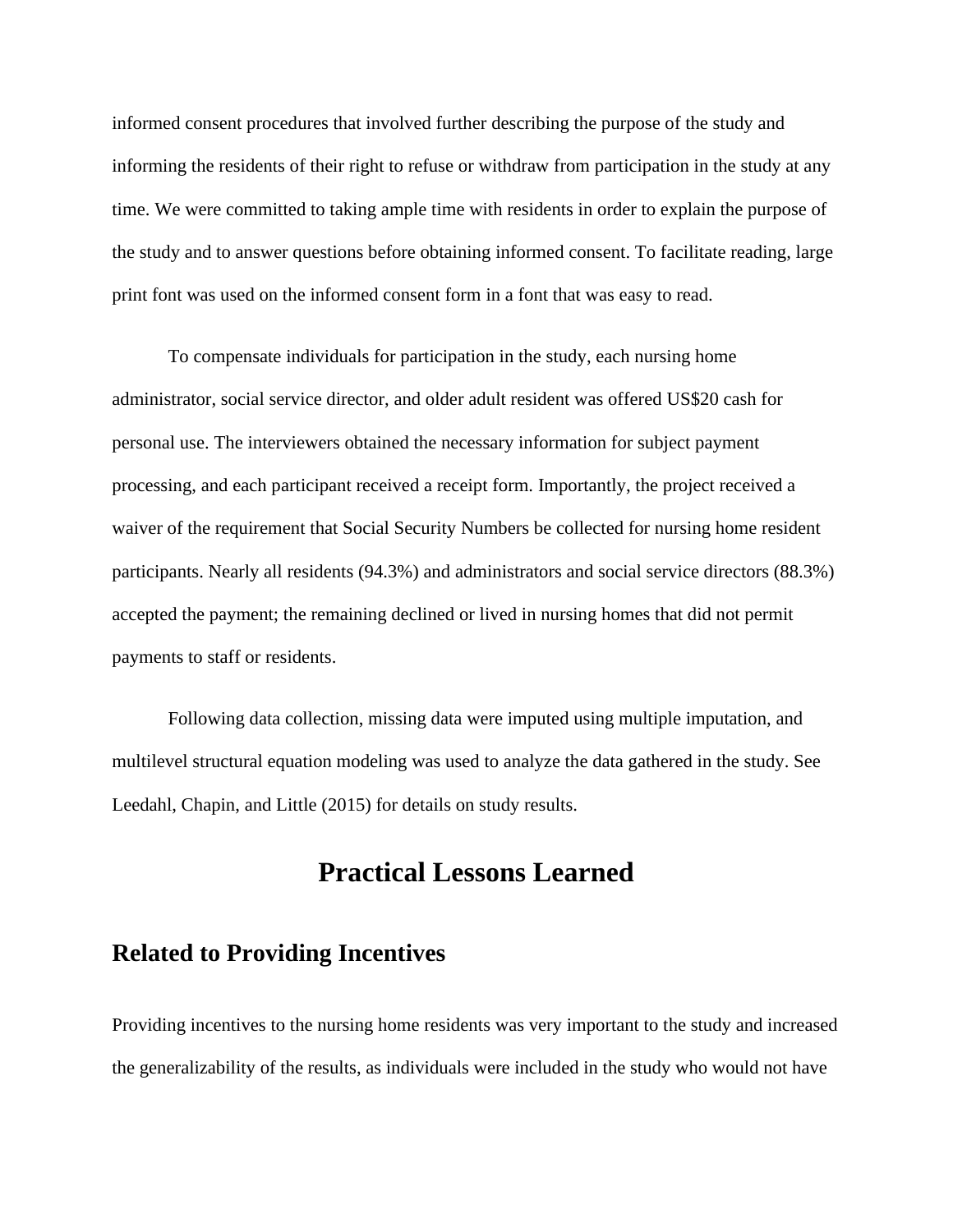informed consent procedures that involved further describing the purpose of the study and informing the residents of their right to refuse or withdraw from participation in the study at any time. We were committed to taking ample time with residents in order to explain the purpose of the study and to answer questions before obtaining informed consent. To facilitate reading, large print font was used on the informed consent form in a font that was easy to read.

To compensate individuals for participation in the study, each nursing home administrator, social service director, and older adult resident was offered US$20 cash for personal use. The interviewers obtained the necessary information for subject payment processing, and each participant received a receipt form. Importantly, the project received a waiver of the requirement that Social Security Numbers be collected for nursing home resident participants. Nearly all residents (94.3%) and administrators and social service directors (88.3%) accepted the payment; the remaining declined or lived in nursing homes that did not permit payments to staff or residents.

Following data collection, missing data were imputed using multiple imputation, and multilevel structural equation modeling was used to analyze the data gathered in the study. See Leedahl, Chapin, and Little (2015) for details on study results.

# Practical Lessons Learned

## Related to Providing Incentives

Providing incentives to the nursing home residents was very important to the study and increased the generalizability of the results, as individuals were included in the study who would not have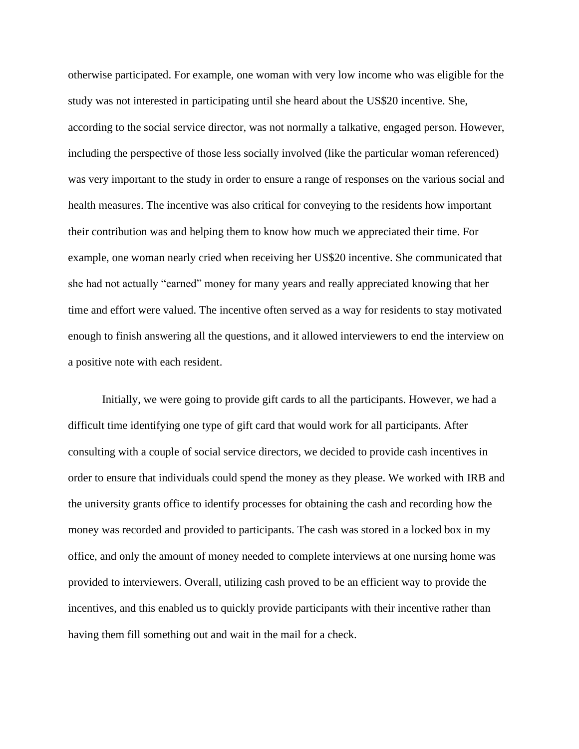otherwise participated. For example, one woman with very low income who was eligible for the study was not interested in participating until she heard about the US$20 incentive. She, according to the social service director, was not normally a talkative, engaged person. However, including the perspective of those less socially involved (like the particular woman referenced) was very important to the study in order to ensure a range of responses on the various social and health measures. The incentive was also critical for conveying to the residents how important their contribution was and helping them to know how much we appreciated their time. For example, one woman nearly cried when receiving her US$20 incentive. She communicated that she had not actually "earned" money for many years and really appreciated knowing that her time and effort were valued. The incentive often served as a way for residents to stay motivated enough to finish answering all the questions, and it allowed interviewers to end the interview on a positive note with each resident.

Initially, we were going to provide gift cards to all the participants. However, we had a difficult time identifying one type of gift card that would work for all participants. After consulting with a couple of social service directors, we decided to provide cash incentives in order to ensure that individuals could spend the money as they please. We worked with IRB and the university grants office to identify processes for obtaining the cash and recording how the money was recorded and provided to participants. The cash was stored in a locked box in my office, and only the amount of money needed to complete interviews at one nursing home was provided to interviewers. Overall, utilizing cash proved to be an efficient way to provide the incentives, and this enabled us to quickly provide participants with their incentive rather than having them fill something out and wait in the mail for a check.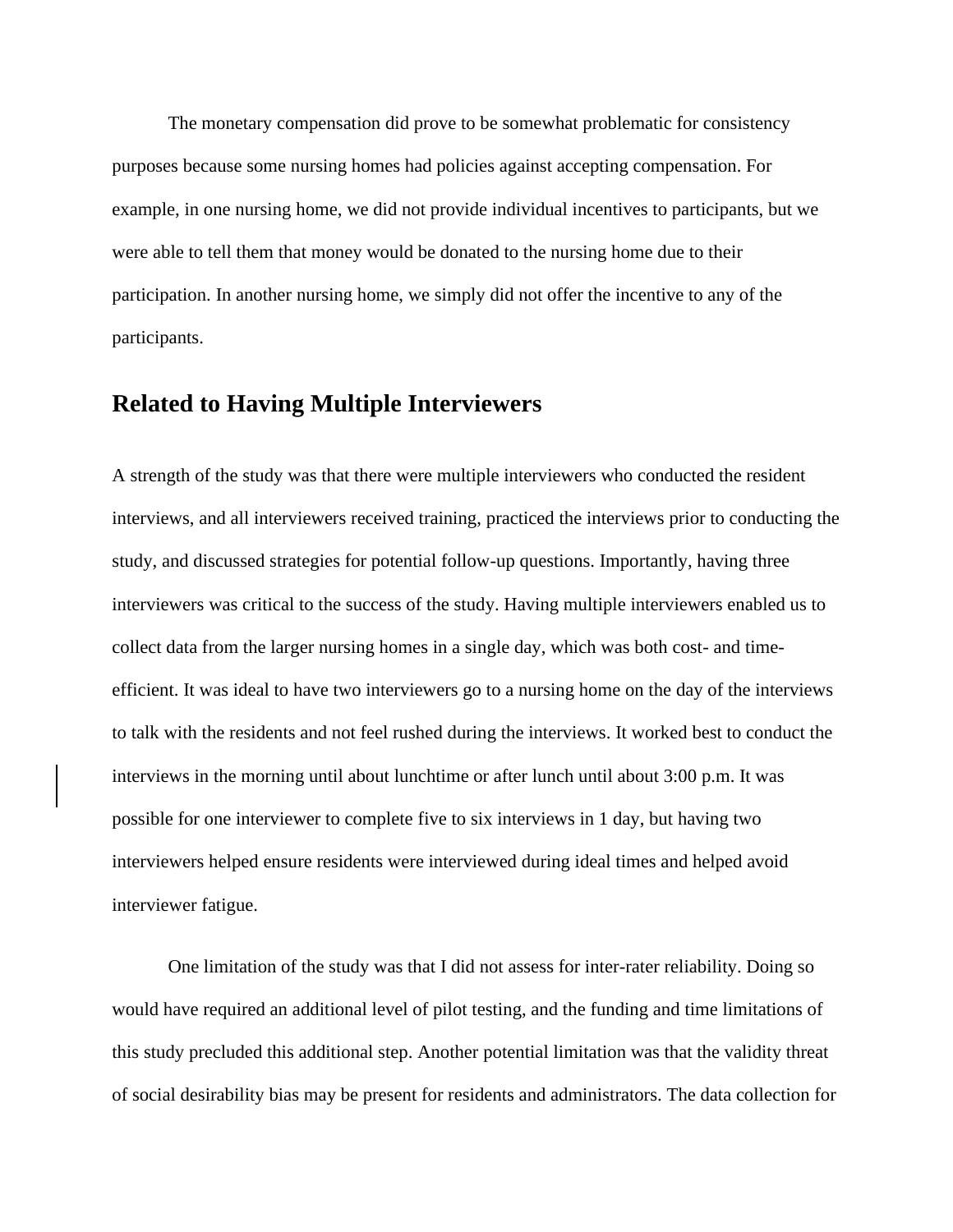The monetary compensation did prove to be somewhat problematic for consistency purposes because some nursing homes had policies against accepting compensation. For example, in one nursing home, we did not provide individual incentives to participants, but we were able to tell them that money would be donated to the nursing home due to their participation. In another nursing home, we simply did not offer the incentive to any of the participants.

## Related to Having Multiple Interviewers

A strength of the study was that there were multiple interviewers who conducted the resident interviews, and all interviewers received training, practiced the interviews prior to conducting the study, and discussed strategies for potential follow-up questions. Importantly, having three interviewers was critical to the success of the study. Having multiple interviewers enabled us to collect data from the larger nursing homes in a single day, which was both cost- and time-efficient. It was ideal to have two interviewers go to a nursing home on the day of the interviews to talk with the residents and not feel rushed during the interviews. It worked best to conduct the interviews in the morning until about lunchtime or after lunch until about 3:00 p.m. It was possible for one interviewer to complete five to six interviews in 1 day, but having two interviewers helped ensure residents were interviewed during ideal times and helped avoid interviewer fatigue.

One limitation of the study was that I did not assess for inter-rater reliability. Doing so would have required an additional level of pilot testing, and the funding and time limitations of this study precluded this additional step. Another potential limitation was that the validity threat of social desirability bias may be present for residents and administrators. The data collection for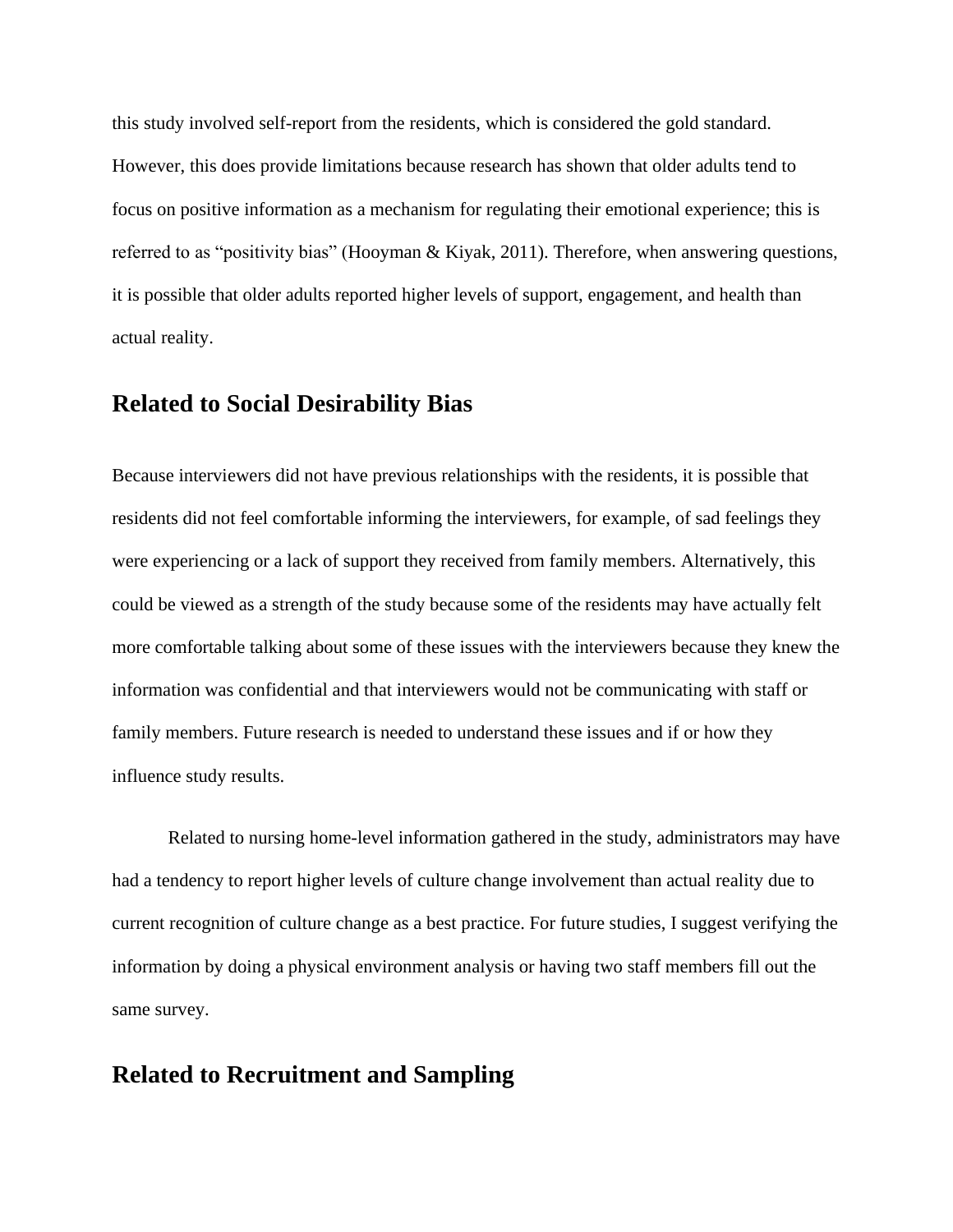this study involved self-report from the residents, which is considered the gold standard. However, this does provide limitations because research has shown that older adults tend to focus on positive information as a mechanism for regulating their emotional experience; this is referred to as "positivity bias" (Hooyman & Kiyak, 2011). Therefore, when answering questions, it is possible that older adults reported higher levels of support, engagement, and health than actual reality.

## Related to Social Desirability Bias

Because interviewers did not have previous relationships with the residents, it is possible that residents did not feel comfortable informing the interviewers, for example, of sad feelings they were experiencing or a lack of support they received from family members. Alternatively, this could be viewed as a strength of the study because some of the residents may have actually felt more comfortable talking about some of these issues with the interviewers because they knew the information was confidential and that interviewers would not be communicating with staff or family members. Future research is needed to understand these issues and if or how they influence study results.

Related to nursing home-level information gathered in the study, administrators may have had a tendency to report higher levels of culture change involvement than actual reality due to current recognition of culture change as a best practice. For future studies, I suggest verifying the information by doing a physical environment analysis or having two staff members fill out the same survey.

## Related to Recruitment and Sampling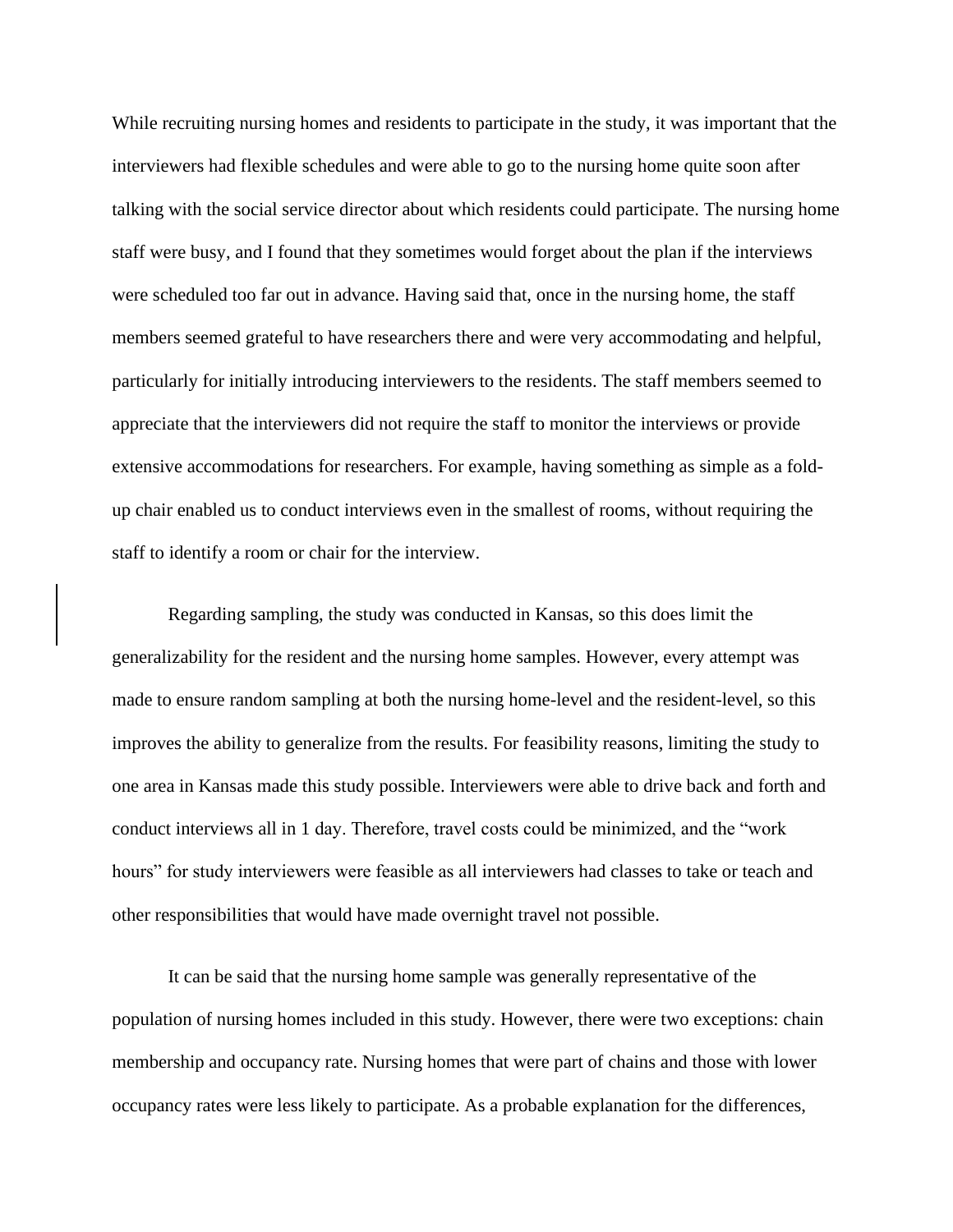While recruiting nursing homes and residents to participate in the study, it was important that the interviewers had flexible schedules and were able to go to the nursing home quite soon after talking with the social service director about which residents could participate. The nursing home staff were busy, and I found that they sometimes would forget about the plan if the interviews were scheduled too far out in advance. Having said that, once in the nursing home, the staff members seemed grateful to have researchers there and were very accommodating and helpful, particularly for initially introducing interviewers to the residents. The staff members seemed to appreciate that the interviewers did not require the staff to monitor the interviews or provide extensive accommodations for researchers. For example, having something as simple as a fold-up chair enabled us to conduct interviews even in the smallest of rooms, without requiring the staff to identify a room or chair for the interview.

Regarding sampling, the study was conducted in Kansas, so this does limit the generalizability for the resident and the nursing home samples. However, every attempt was made to ensure random sampling at both the nursing home-level and the resident-level, so this improves the ability to generalize from the results. For feasibility reasons, limiting the study to one area in Kansas made this study possible. Interviewers were able to drive back and forth and conduct interviews all in 1 day. Therefore, travel costs could be minimized, and the "work hours" for study interviewers were feasible as all interviewers had classes to take or teach and other responsibilities that would have made overnight travel not possible.

It can be said that the nursing home sample was generally representative of the population of nursing homes included in this study. However, there were two exceptions: chain membership and occupancy rate. Nursing homes that were part of chains and those with lower occupancy rates were less likely to participate. As a probable explanation for the differences,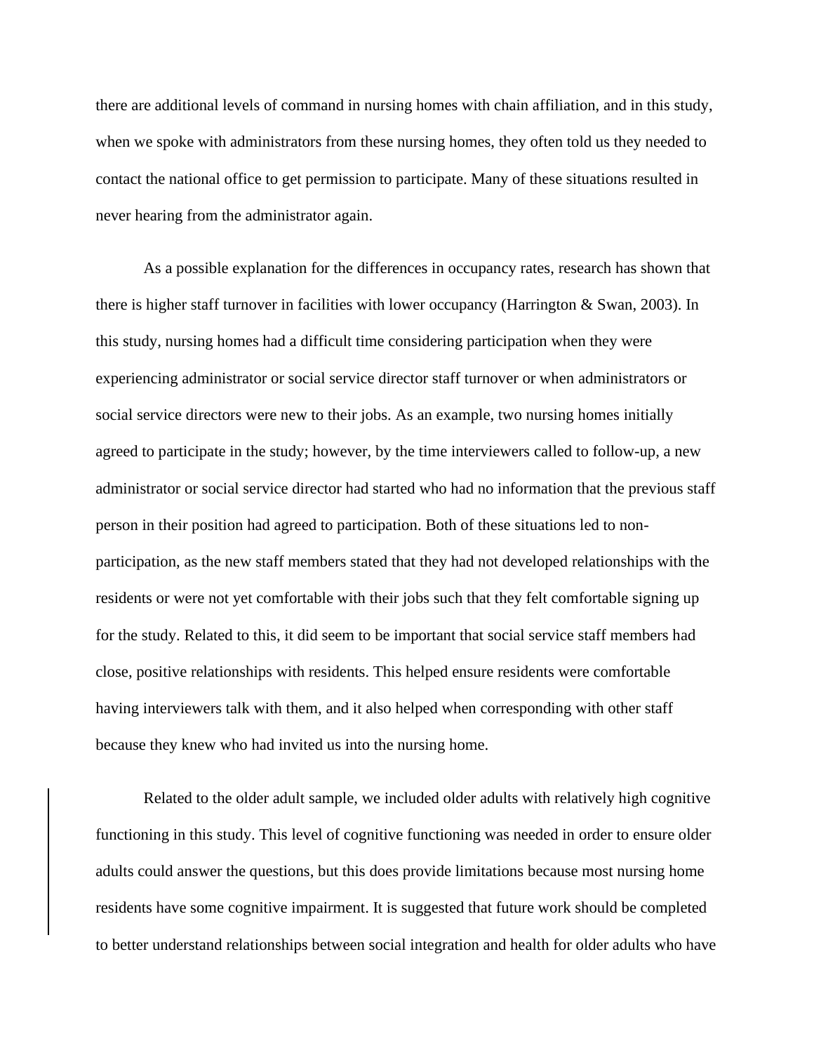there are additional levels of command in nursing homes with chain affiliation, and in this study, when we spoke with administrators from these nursing homes, they often told us they needed to contact the national office to get permission to participate. Many of these situations resulted in never hearing from the administrator again.

As a possible explanation for the differences in occupancy rates, research has shown that there is higher staff turnover in facilities with lower occupancy (Harrington & Swan, 2003). In this study, nursing homes had a difficult time considering participation when they were experiencing administrator or social service director staff turnover or when administrators or social service directors were new to their jobs. As an example, two nursing homes initially agreed to participate in the study; however, by the time interviewers called to follow-up, a new administrator or social service director had started who had no information that the previous staff person in their position had agreed to participation. Both of these situations led to non-participation, as the new staff members stated that they had not developed relationships with the residents or were not yet comfortable with their jobs such that they felt comfortable signing up for the study. Related to this, it did seem to be important that social service staff members had close, positive relationships with residents. This helped ensure residents were comfortable having interviewers talk with them, and it also helped when corresponding with other staff because they knew who had invited us into the nursing home.

Related to the older adult sample, we included older adults with relatively high cognitive functioning in this study. This level of cognitive functioning was needed in order to ensure older adults could answer the questions, but this does provide limitations because most nursing home residents have some cognitive impairment. It is suggested that future work should be completed to better understand relationships between social integration and health for older adults who have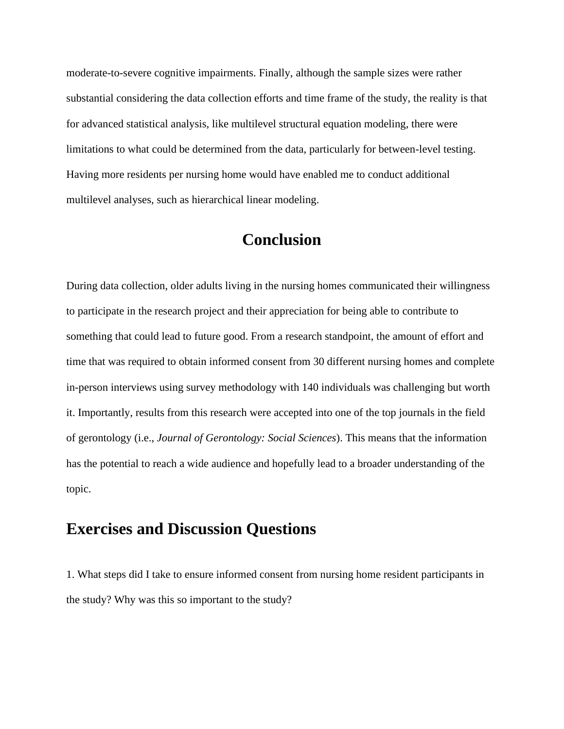moderate-to-severe cognitive impairments. Finally, although the sample sizes were rather substantial considering the data collection efforts and time frame of the study, the reality is that for advanced statistical analysis, like multilevel structural equation modeling, there were limitations to what could be determined from the data, particularly for between-level testing. Having more residents per nursing home would have enabled me to conduct additional multilevel analyses, such as hierarchical linear modeling.

# Conclusion

During data collection, older adults living in the nursing homes communicated their willingness to participate in the research project and their appreciation for being able to contribute to something that could lead to future good. From a research standpoint, the amount of effort and time that was required to obtain informed consent from 30 different nursing homes and complete in-person interviews using survey methodology with 140 individuals was challenging but worth it. Importantly, results from this research were accepted into one of the top journals in the field of gerontology (i.e., *Journal of Gerontology: Social Sciences*). This means that the information has the potential to reach a wide audience and hopefully lead to a broader understanding of the topic.

## Exercises and Discussion Questions

1. What steps did I take to ensure informed consent from nursing home resident participants in the study? Why was this so important to the study?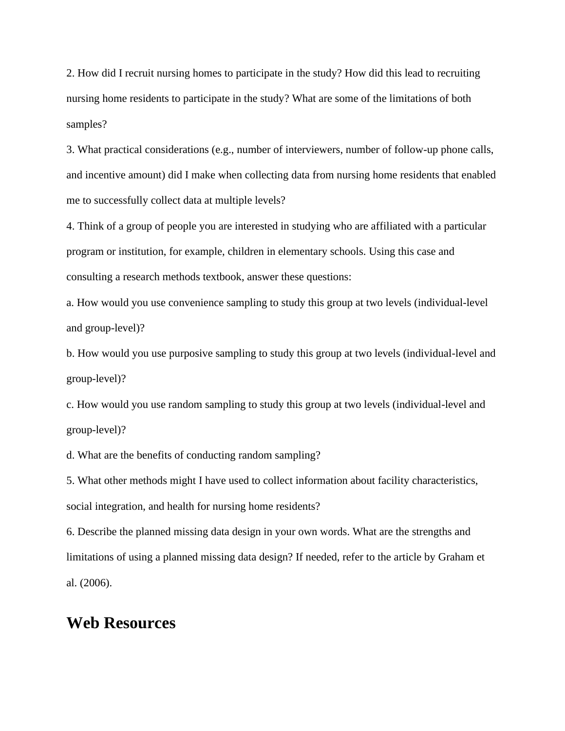2. How did I recruit nursing homes to participate in the study? How did this lead to recruiting nursing home residents to participate in the study? What are some of the limitations of both samples?

3. What practical considerations (e.g., number of interviewers, number of follow-up phone calls, and incentive amount) did I make when collecting data from nursing home residents that enabled me to successfully collect data at multiple levels?

4. Think of a group of people you are interested in studying who are affiliated with a particular program or institution, for example, children in elementary schools. Using this case and consulting a research methods textbook, answer these questions:

a. How would you use convenience sampling to study this group at two levels (individual-level and group-level)?

b. How would you use purposive sampling to study this group at two levels (individual-level and group-level)?

c. How would you use random sampling to study this group at two levels (individual-level and group-level)?

d. What are the benefits of conducting random sampling?

5. What other methods might I have used to collect information about facility characteristics, social integration, and health for nursing home residents?

6. Describe the planned missing data design in your own words. What are the strengths and limitations of using a planned missing data design? If needed, refer to the article by Graham et al. (2006).

## Web Resources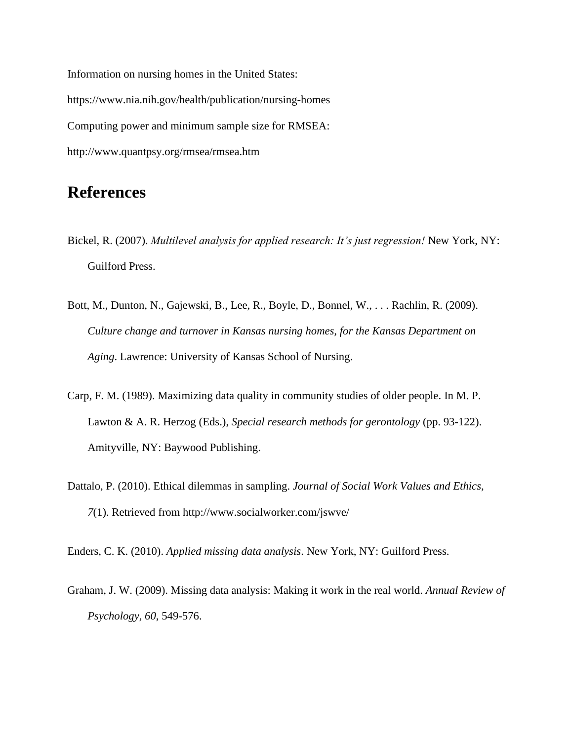Information on nursing homes in the United States:

https://www.nia.nih.gov/health/publication/nursing-homes

Computing power and minimum sample size for RMSEA:

http://www.quantpsy.org/rmsea/rmsea.htm

## References

Bickel, R. (2007). *Multilevel analysis for applied research: It's just regression!* New York, NY: Guilford Press.

Bott, M., Dunton, N., Gajewski, B., Lee, R., Boyle, D., Bonnel, W., . . . Rachlin, R. (2009). *Culture change and turnover in Kansas nursing homes, for the Kansas Department on Aging*. Lawrence: University of Kansas School of Nursing.

Carp, F. M. (1989). Maximizing data quality in community studies of older people. In M. P. Lawton & A. R. Herzog (Eds.), *Special research methods for gerontology* (pp. 93-122). Amityville, NY: Baywood Publishing.

Dattalo, P. (2010). Ethical dilemmas in sampling. *Journal of Social Work Values and Ethics, 7*(1). Retrieved from http://www.socialworker.com/jswve/

Enders, C. K. (2010). *Applied missing data analysis*. New York, NY: Guilford Press.

Graham, J. W. (2009). Missing data analysis: Making it work in the real world. *Annual Review of Psychology, 60*, 549-576.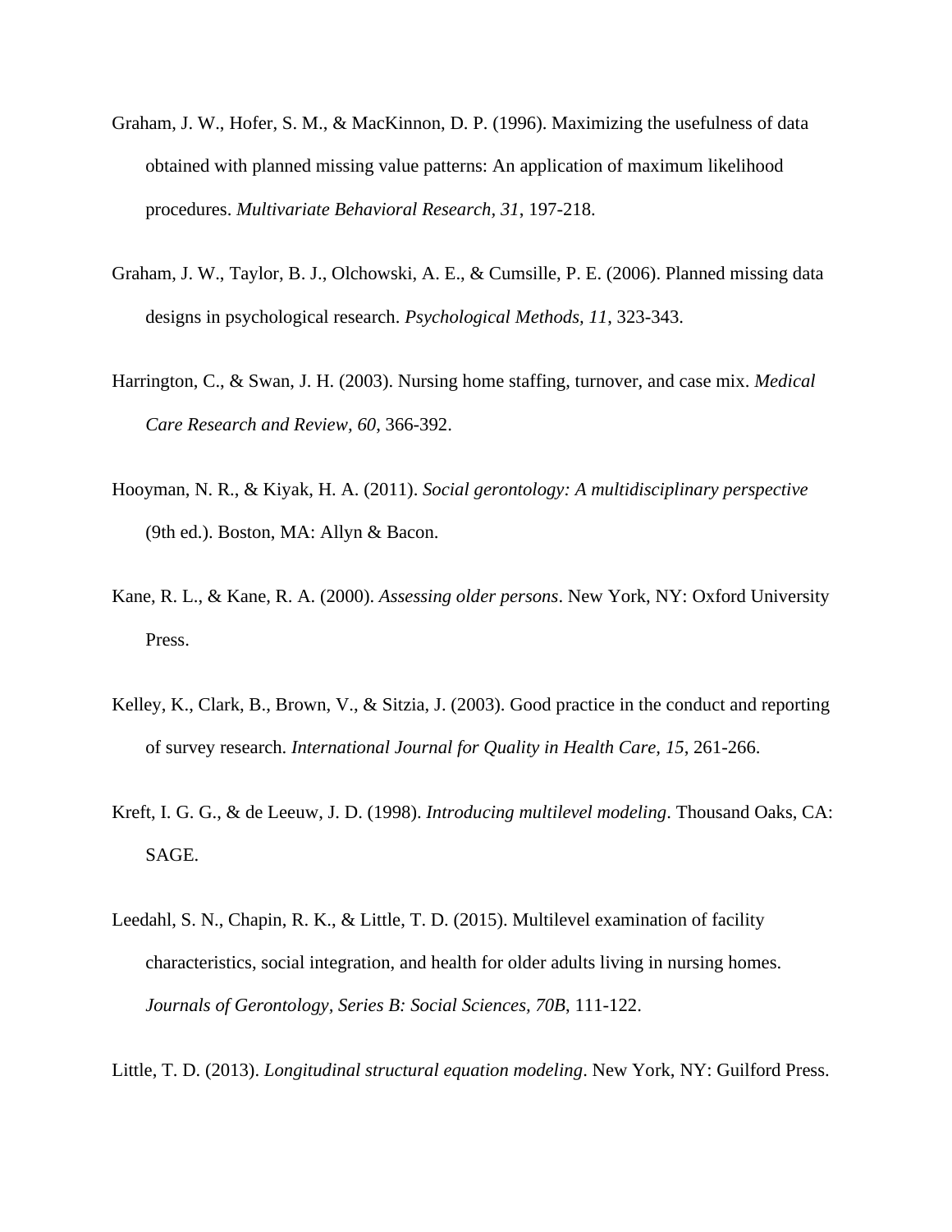Graham, J. W., Hofer, S. M., & MacKinnon, D. P. (1996). Maximizing the usefulness of data obtained with planned missing value patterns: An application of maximum likelihood procedures. *Multivariate Behavioral Research, 31*, 197-218.

Graham, J. W., Taylor, B. J., Olchowski, A. E., & Cumsille, P. E. (2006). Planned missing data designs in psychological research. *Psychological Methods, 11*, 323-343.

Harrington, C., & Swan, J. H. (2003). Nursing home staffing, turnover, and case mix. *Medical Care Research and Review, 60*, 366-392.

Hooyman, N. R., & Kiyak, H. A. (2011). *Social gerontology: A multidisciplinary perspective* (9th ed.). Boston, MA: Allyn & Bacon.

Kane, R. L., & Kane, R. A. (2000). *Assessing older persons*. New York, NY: Oxford University Press.

Kelley, K., Clark, B., Brown, V., & Sitzia, J. (2003). Good practice in the conduct and reporting of survey research. *International Journal for Quality in Health Care, 15*, 261-266.

Kreft, I. G. G., & de Leeuw, J. D. (1998). *Introducing multilevel modeling*. Thousand Oaks, CA: SAGE.

Leedahl, S. N., Chapin, R. K., & Little, T. D. (2015). Multilevel examination of facility characteristics, social integration, and health for older adults living in nursing homes. *Journals of Gerontology, Series B: Social Sciences, 70B*, 111-122.

Little, T. D. (2013). *Longitudinal structural equation modeling*. New York, NY: Guilford Press.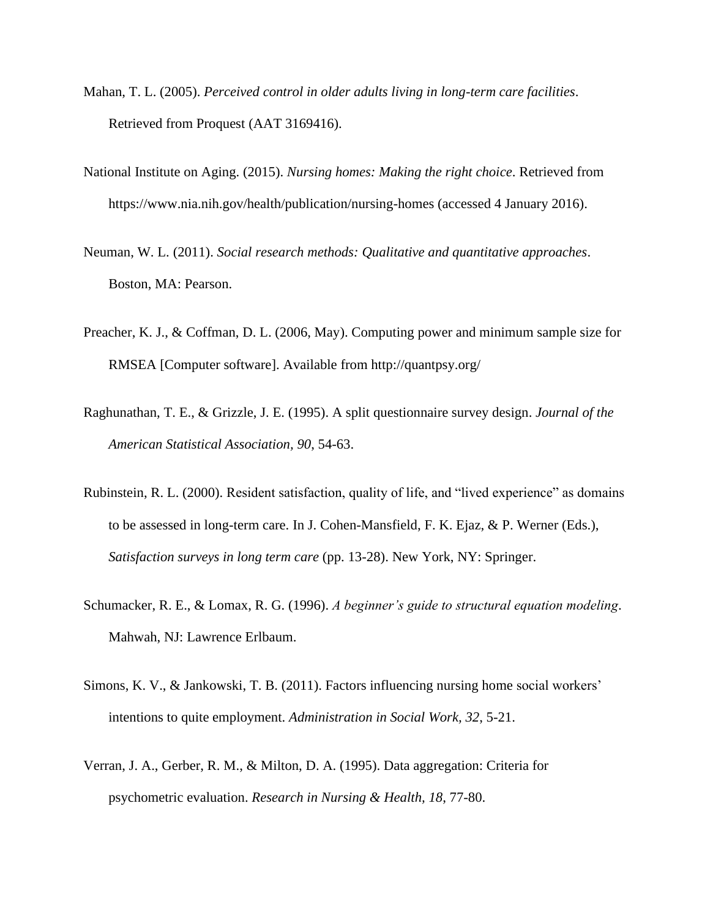Mahan, T. L. (2005). *Perceived control in older adults living in long-term care facilities*. Retrieved from Proquest (AAT 3169416).

National Institute on Aging. (2015). *Nursing homes: Making the right choice*. Retrieved from https://www.nia.nih.gov/health/publication/nursing-homes (accessed 4 January 2016).

Neuman, W. L. (2011). *Social research methods: Qualitative and quantitative approaches*. Boston, MA: Pearson.

Preacher, K. J., & Coffman, D. L. (2006, May). Computing power and minimum sample size for RMSEA [Computer software]. Available from http://quantpsy.org/

Raghunathan, T. E., & Grizzle, J. E. (1995). A split questionnaire survey design. *Journal of the American Statistical Association, 90*, 54-63.

Rubinstein, R. L. (2000). Resident satisfaction, quality of life, and "lived experience" as domains to be assessed in long-term care. In J. Cohen-Mansfield, F. K. Ejaz, & P. Werner (Eds.), *Satisfaction surveys in long term care* (pp. 13-28). New York, NY: Springer.

Schumacker, R. E., & Lomax, R. G. (1996). *A beginner's guide to structural equation modeling*. Mahwah, NJ: Lawrence Erlbaum.

Simons, K. V., & Jankowski, T. B. (2011). Factors influencing nursing home social workers' intentions to quite employment. *Administration in Social Work, 32*, 5-21.

Verran, J. A., Gerber, R. M., & Milton, D. A. (1995). Data aggregation: Criteria for psychometric evaluation. *Research in Nursing & Health, 18*, 77-80.